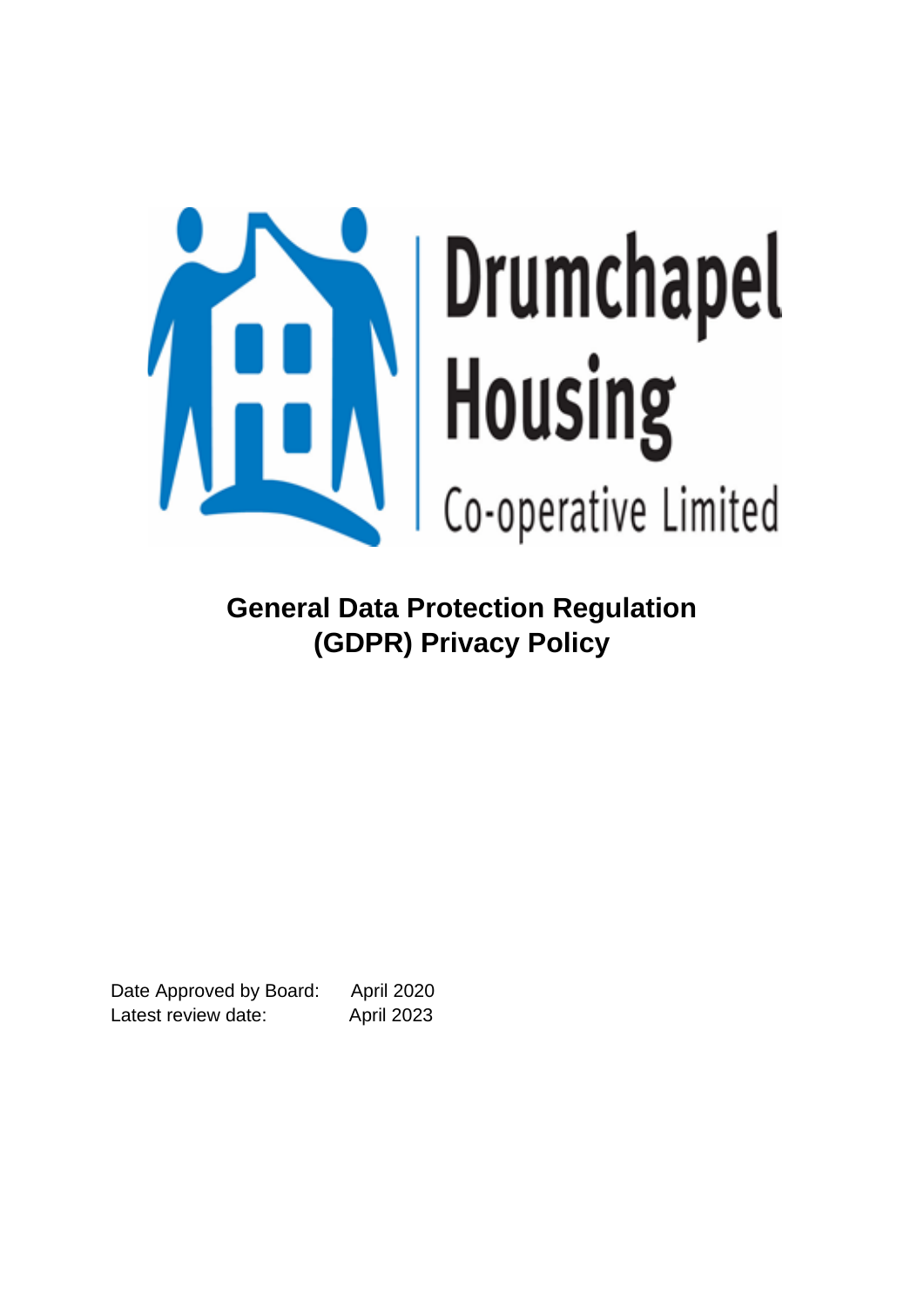Drumchapel Housing Co-operative Limited

# General Data Protection Regulation (GDPR) Privacy Policy

Date Approved by Board: April 2020
Latest review date: April 2023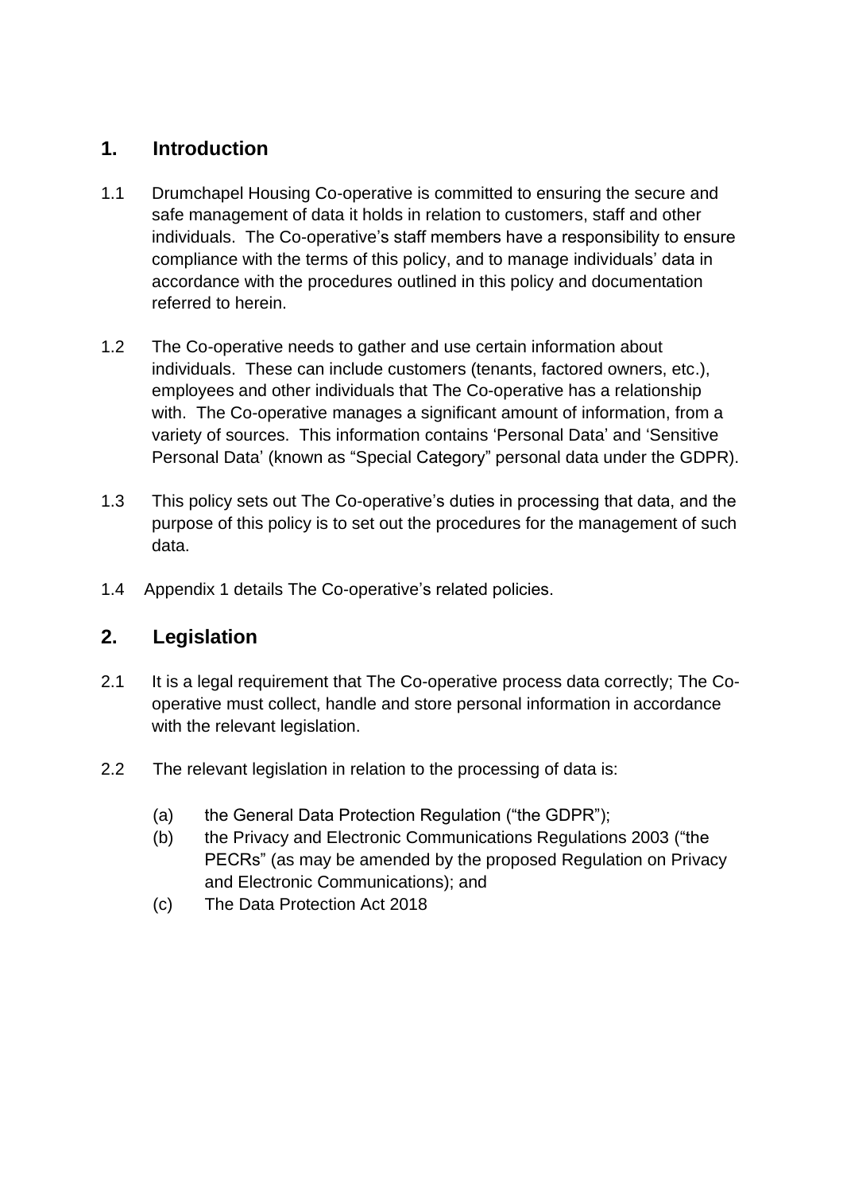## 1. Introduction

1.1 Drumchapel Housing Co-operative is committed to ensuring the secure and safe management of data it holds in relation to customers, staff and other individuals. The Co-operative's staff members have a responsibility to ensure compliance with the terms of this policy, and to manage individuals' data in accordance with the procedures outlined in this policy and documentation referred to herein.

1.2 The Co-operative needs to gather and use certain information about individuals. These can include customers (tenants, factored owners, etc.), employees and other individuals that The Co-operative has a relationship with. The Co-operative manages a significant amount of information, from a variety of sources. This information contains 'Personal Data' and 'Sensitive Personal Data' (known as "Special Category" personal data under the GDPR).

1.3 This policy sets out The Co-operative's duties in processing that data, and the purpose of this policy is to set out the procedures for the management of such data.

1.4 Appendix 1 details The Co-operative's related policies.

## 2. Legislation

2.1 It is a legal requirement that The Co-operative process data correctly; The Co-operative must collect, handle and store personal information in accordance with the relevant legislation.

2.2 The relevant legislation in relation to the processing of data is:

(a) the General Data Protection Regulation ("the GDPR");

(b) the Privacy and Electronic Communications Regulations 2003 ("the PECRs" (as may be amended by the proposed Regulation on Privacy and Electronic Communications); and

(c) The Data Protection Act 2018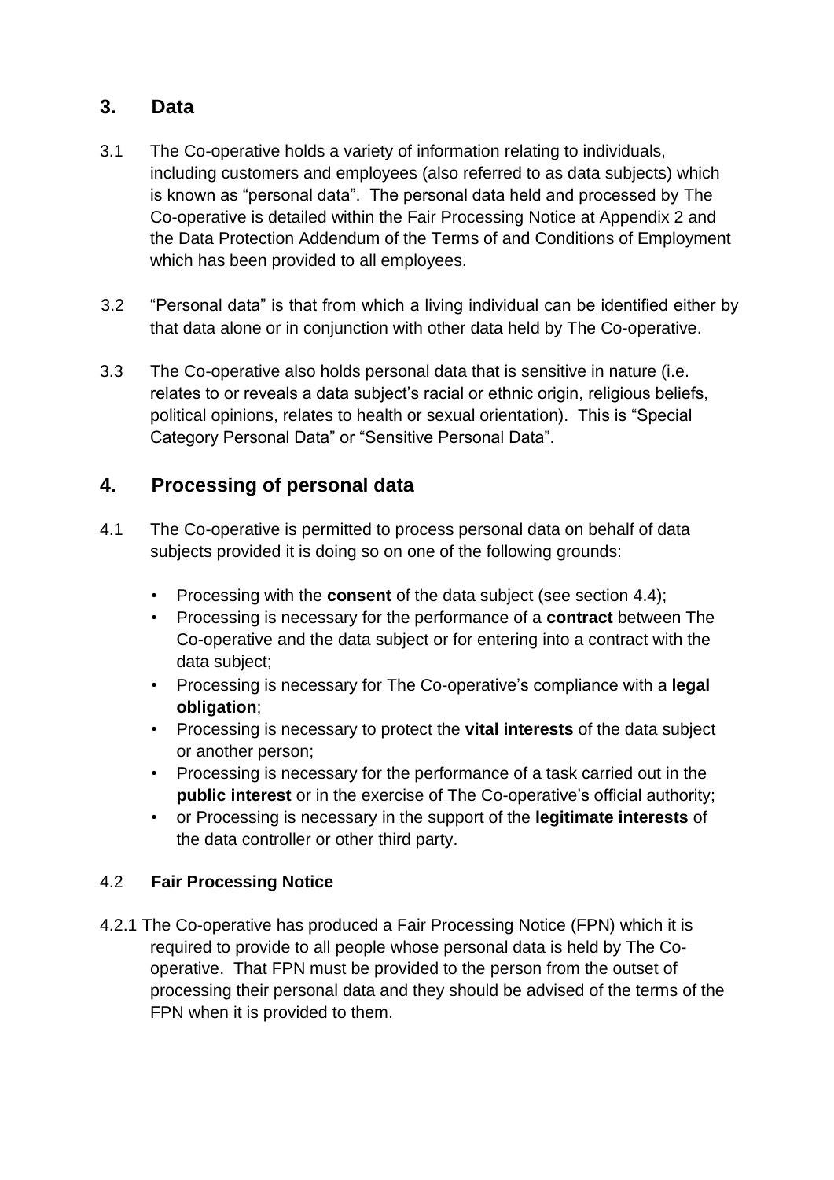## 3. Data

3.1 The Co-operative holds a variety of information relating to individuals, including customers and employees (also referred to as data subjects) which is known as "personal data". The personal data held and processed by The Co-operative is detailed within the Fair Processing Notice at Appendix 2 and the Data Protection Addendum of the Terms of and Conditions of Employment which has been provided to all employees.

3.2 "Personal data" is that from which a living individual can be identified either by that data alone or in conjunction with other data held by The Co-operative.

3.3 The Co-operative also holds personal data that is sensitive in nature (i.e. relates to or reveals a data subject's racial or ethnic origin, religious beliefs, political opinions, relates to health or sexual orientation). This is "Special Category Personal Data" or "Sensitive Personal Data".

## 4. Processing of personal data

4.1 The Co-operative is permitted to process personal data on behalf of data subjects provided it is doing so on one of the following grounds:

- Processing with the **consent** of the data subject (see section 4.4);
- Processing is necessary for the performance of a **contract** between The Co-operative and the data subject or for entering into a contract with the data subject;
- Processing is necessary for The Co-operative's compliance with a **legal obligation**;
- Processing is necessary to protect the **vital interests** of the data subject or another person;
- Processing is necessary for the performance of a task carried out in the **public interest** or in the exercise of The Co-operative's official authority;
- or Processing is necessary in the support of the **legitimate interests** of the data controller or other third party.

### 4.2 Fair Processing Notice

4.2.1 The Co-operative has produced a Fair Processing Notice (FPN) which it is required to provide to all people whose personal data is held by The Co-operative. That FPN must be provided to the person from the outset of processing their personal data and they should be advised of the terms of the FPN when it is provided to them.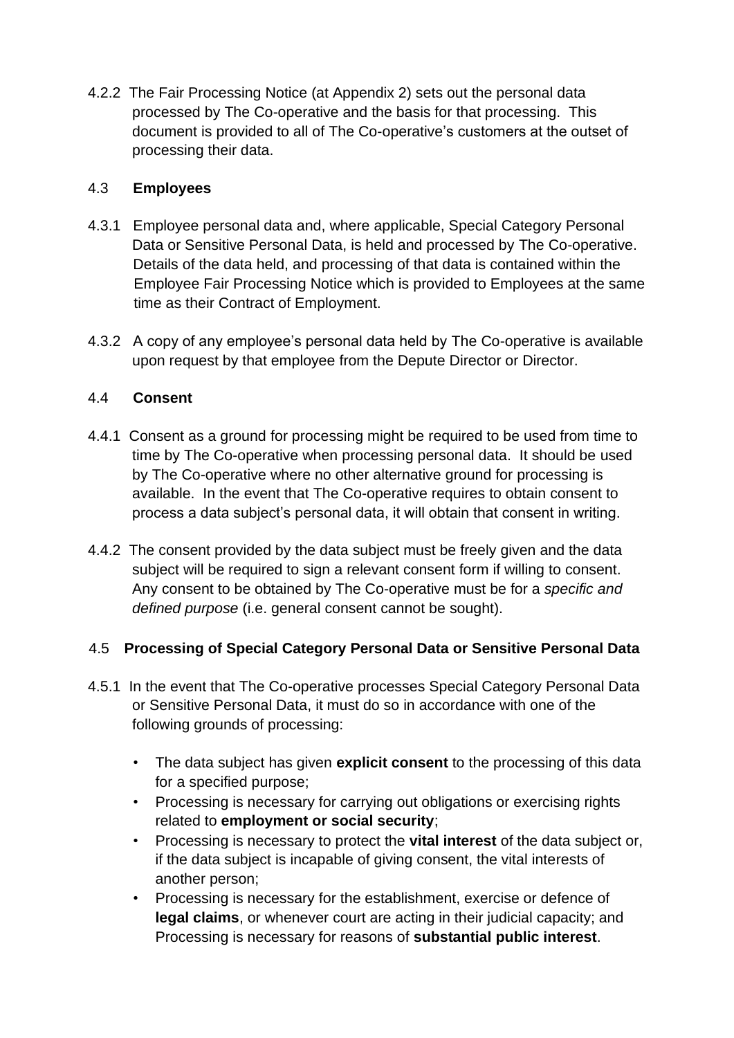4.2.2 The Fair Processing Notice (at Appendix 2) sets out the personal data processed by The Co-operative and the basis for that processing. This document is provided to all of The Co-operative's customers at the outset of processing their data.

### 4.3 Employees

4.3.1 Employee personal data and, where applicable, Special Category Personal Data or Sensitive Personal Data, is held and processed by The Co-operative. Details of the data held, and processing of that data is contained within the Employee Fair Processing Notice which is provided to Employees at the same time as their Contract of Employment.

4.3.2 A copy of any employee's personal data held by The Co-operative is available upon request by that employee from the Depute Director or Director.

### 4.4 Consent

4.4.1 Consent as a ground for processing might be required to be used from time to time by The Co-operative when processing personal data. It should be used by The Co-operative where no other alternative ground for processing is available. In the event that The Co-operative requires to obtain consent to process a data subject's personal data, it will obtain that consent in writing.

4.4.2 The consent provided by the data subject must be freely given and the data subject will be required to sign a relevant consent form if willing to consent. Any consent to be obtained by The Co-operative must be for a *specific and defined purpose* (i.e. general consent cannot be sought).

### 4.5 Processing of Special Category Personal Data or Sensitive Personal Data

4.5.1 In the event that The Co-operative processes Special Category Personal Data or Sensitive Personal Data, it must do so in accordance with one of the following grounds of processing:

- The data subject has given **explicit consent** to the processing of this data for a specified purpose;
- Processing is necessary for carrying out obligations or exercising rights related to **employment or social security**;
- Processing is necessary to protect the **vital interest** of the data subject or, if the data subject is incapable of giving consent, the vital interests of another person;
- Processing is necessary for the establishment, exercise or defence of **legal claims**, or whenever court are acting in their judicial capacity; and Processing is necessary for reasons of **substantial public interest**.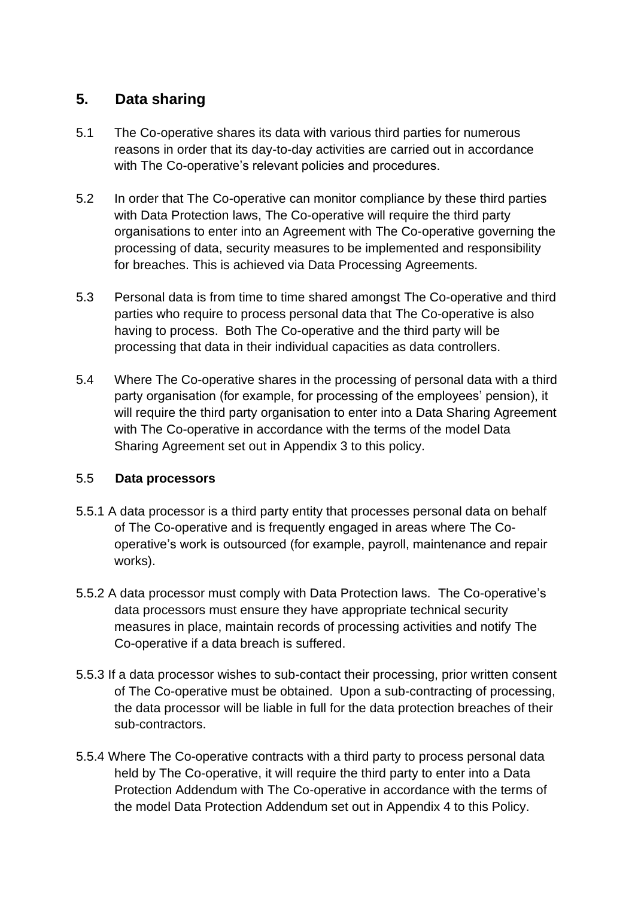## 5. Data sharing

5.1 The Co-operative shares its data with various third parties for numerous reasons in order that its day-to-day activities are carried out in accordance with The Co-operative's relevant policies and procedures.

5.2 In order that The Co-operative can monitor compliance by these third parties with Data Protection laws, The Co-operative will require the third party organisations to enter into an Agreement with The Co-operative governing the processing of data, security measures to be implemented and responsibility for breaches. This is achieved via Data Processing Agreements.

5.3 Personal data is from time to time shared amongst The Co-operative and third parties who require to process personal data that The Co-operative is also having to process. Both The Co-operative and the third party will be processing that data in their individual capacities as data controllers.

5.4 Where The Co-operative shares in the processing of personal data with a third party organisation (for example, for processing of the employees' pension), it will require the third party organisation to enter into a Data Sharing Agreement with The Co-operative in accordance with the terms of the model Data Sharing Agreement set out in Appendix 3 to this policy.

### 5.5 Data processors

5.5.1 A data processor is a third party entity that processes personal data on behalf of The Co-operative and is frequently engaged in areas where The Co-operative's work is outsourced (for example, payroll, maintenance and repair works).

5.5.2 A data processor must comply with Data Protection laws. The Co-operative's data processors must ensure they have appropriate technical security measures in place, maintain records of processing activities and notify The Co-operative if a data breach is suffered.

5.5.3 If a data processor wishes to sub-contact their processing, prior written consent of The Co-operative must be obtained. Upon a sub-contracting of processing, the data processor will be liable in full for the data protection breaches of their sub-contractors.

5.5.4 Where The Co-operative contracts with a third party to process personal data held by The Co-operative, it will require the third party to enter into a Data Protection Addendum with The Co-operative in accordance with the terms of the model Data Protection Addendum set out in Appendix 4 to this Policy.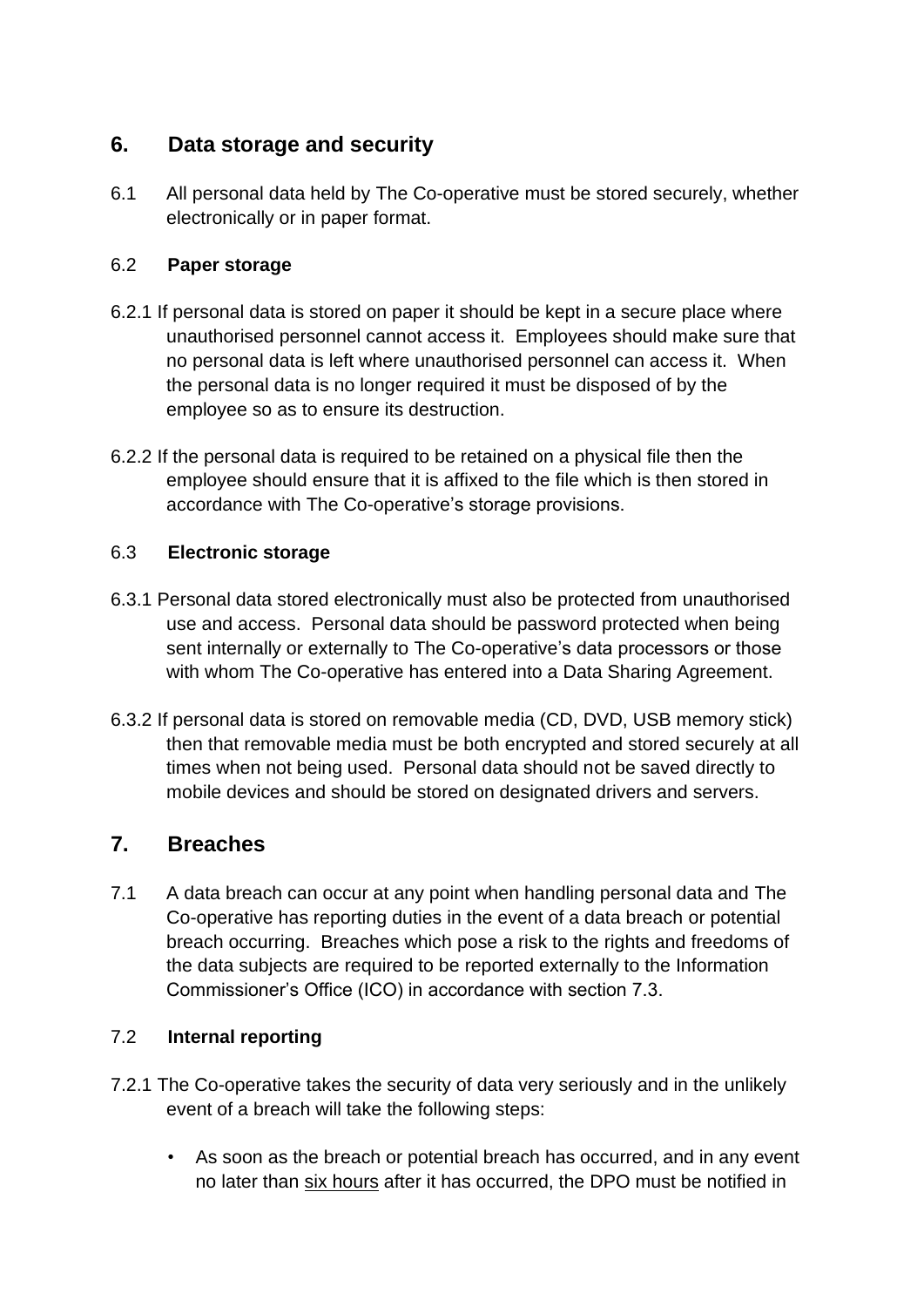## 6. Data storage and security

6.1 All personal data held by The Co-operative must be stored securely, whether electronically or in paper format.

### 6.2 Paper storage

6.2.1 If personal data is stored on paper it should be kept in a secure place where unauthorised personnel cannot access it. Employees should make sure that no personal data is left where unauthorised personnel can access it. When the personal data is no longer required it must be disposed of by the employee so as to ensure its destruction.

6.2.2 If the personal data is required to be retained on a physical file then the employee should ensure that it is affixed to the file which is then stored in accordance with The Co-operative's storage provisions.

### 6.3 Electronic storage

6.3.1 Personal data stored electronically must also be protected from unauthorised use and access. Personal data should be password protected when being sent internally or externally to The Co-operative's data processors or those with whom The Co-operative has entered into a Data Sharing Agreement.

6.3.2 If personal data is stored on removable media (CD, DVD, USB memory stick) then that removable media must be both encrypted and stored securely at all times when not being used. Personal data should not be saved directly to mobile devices and should be stored on designated drivers and servers.

## 7. Breaches

7.1 A data breach can occur at any point when handling personal data and The Co-operative has reporting duties in the event of a data breach or potential breach occurring. Breaches which pose a risk to the rights and freedoms of the data subjects are required to be reported externally to the Information Commissioner's Office (ICO) in accordance with section 7.3.

### 7.2 Internal reporting

7.2.1 The Co-operative takes the security of data very seriously and in the unlikely event of a breach will take the following steps:

- As soon as the breach or potential breach has occurred, and in any event no later than six hours after it has occurred, the DPO must be notified in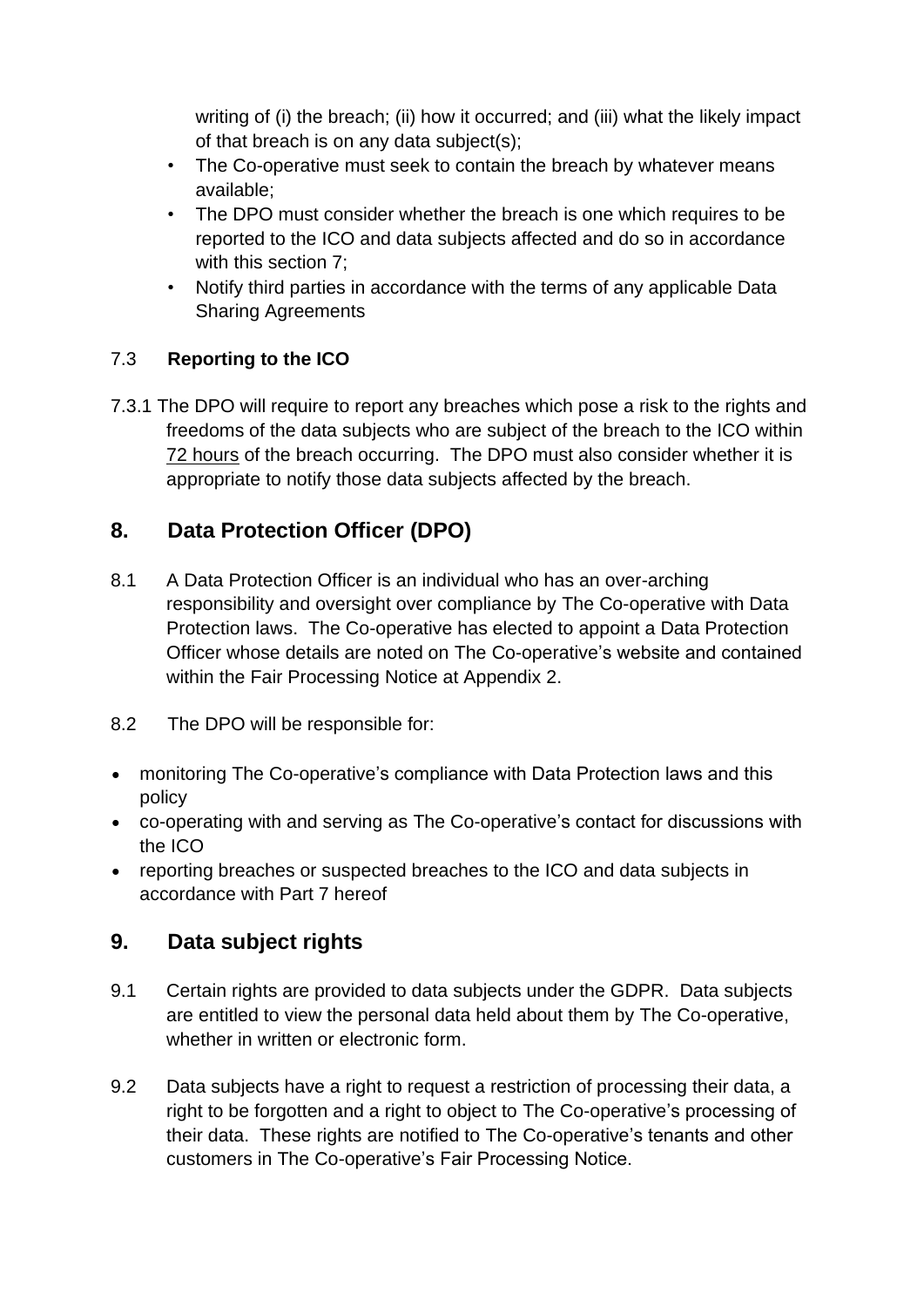writing of (i) the breach; (ii) how it occurred; and (iii) what the likely impact of that breach is on any data subject(s);

- The Co-operative must seek to contain the breach by whatever means available;
- The DPO must consider whether the breach is one which requires to be reported to the ICO and data subjects affected and do so in accordance with this section 7;
- Notify third parties in accordance with the terms of any applicable Data Sharing Agreements

### 7.3 **Reporting to the ICO**

7.3.1 The DPO will require to report any breaches which pose a risk to the rights and freedoms of the data subjects who are subject of the breach to the ICO within 72 hours of the breach occurring. The DPO must also consider whether it is appropriate to notify those data subjects affected by the breach.

## 8. Data Protection Officer (DPO)

8.1 A Data Protection Officer is an individual who has an over-arching responsibility and oversight over compliance by The Co-operative with Data Protection laws. The Co-operative has elected to appoint a Data Protection Officer whose details are noted on The Co-operative's website and contained within the Fair Processing Notice at Appendix 2.

8.2 The DPO will be responsible for:

- monitoring The Co-operative's compliance with Data Protection laws and this policy
- co-operating with and serving as The Co-operative's contact for discussions with the ICO
- reporting breaches or suspected breaches to the ICO and data subjects in accordance with Part 7 hereof

## 9. Data subject rights

9.1 Certain rights are provided to data subjects under the GDPR. Data subjects are entitled to view the personal data held about them by The Co-operative, whether in written or electronic form.

9.2 Data subjects have a right to request a restriction of processing their data, a right to be forgotten and a right to object to The Co-operative's processing of their data. These rights are notified to The Co-operative's tenants and other customers in The Co-operative's Fair Processing Notice.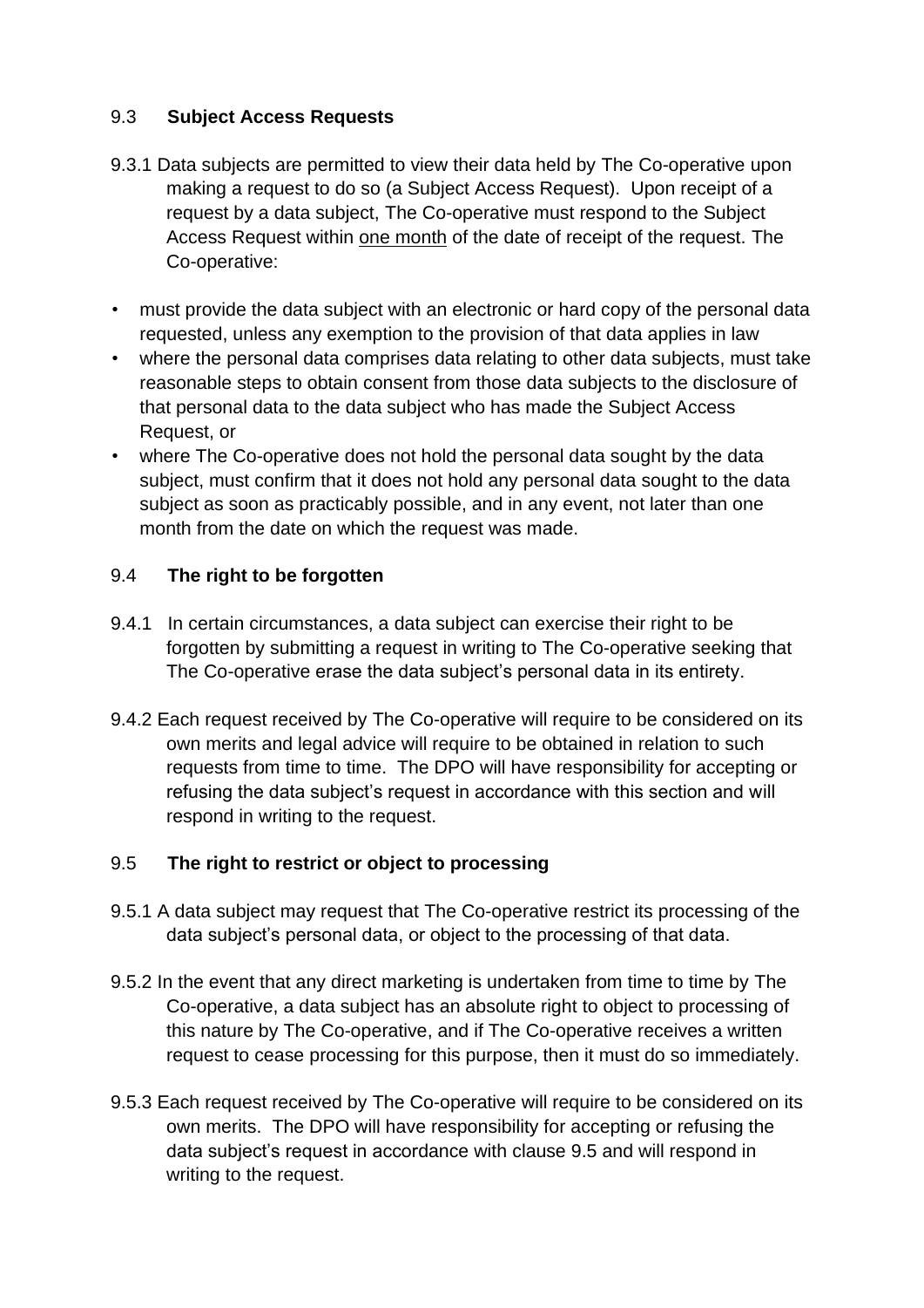### 9.3 Subject Access Requests

9.3.1 Data subjects are permitted to view their data held by The Co-operative upon making a request to do so (a Subject Access Request). Upon receipt of a request by a data subject, The Co-operative must respond to the Subject Access Request within <u>one month</u> of the date of receipt of the request. The Co-operative:

- must provide the data subject with an electronic or hard copy of the personal data requested, unless any exemption to the provision of that data applies in law
- where the personal data comprises data relating to other data subjects, must take reasonable steps to obtain consent from those data subjects to the disclosure of that personal data to the data subject who has made the Subject Access Request, or
- where The Co-operative does not hold the personal data sought by the data subject, must confirm that it does not hold any personal data sought to the data subject as soon as practicably possible, and in any event, not later than one month from the date on which the request was made.

### 9.4 The right to be forgotten

9.4.1 In certain circumstances, a data subject can exercise their right to be forgotten by submitting a request in writing to The Co-operative seeking that The Co-operative erase the data subject's personal data in its entirety.

9.4.2 Each request received by The Co-operative will require to be considered on its own merits and legal advice will require to be obtained in relation to such requests from time to time. The DPO will have responsibility for accepting or refusing the data subject's request in accordance with this section and will respond in writing to the request.

### 9.5 The right to restrict or object to processing

9.5.1 A data subject may request that The Co-operative restrict its processing of the data subject's personal data, or object to the processing of that data.

9.5.2 In the event that any direct marketing is undertaken from time to time by The Co-operative, a data subject has an absolute right to object to processing of this nature by The Co-operative, and if The Co-operative receives a written request to cease processing for this purpose, then it must do so immediately.

9.5.3 Each request received by The Co-operative will require to be considered on its own merits. The DPO will have responsibility for accepting or refusing the data subject's request in accordance with clause 9.5 and will respond in writing to the request.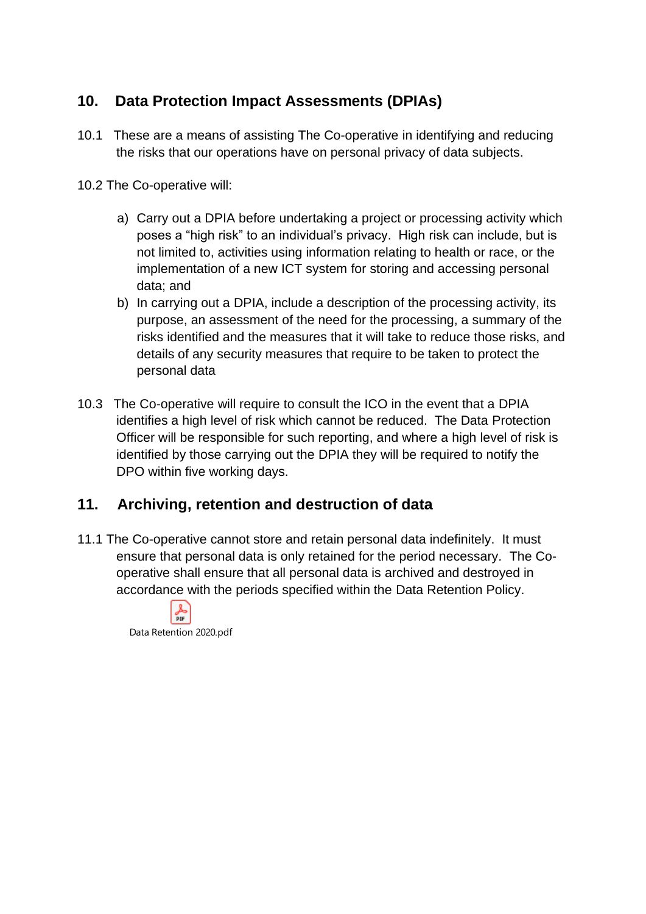## 10. Data Protection Impact Assessments (DPIAs)

10.1 These are a means of assisting The Co-operative in identifying and reducing the risks that our operations have on personal privacy of data subjects.

10.2 The Co-operative will:

a) Carry out a DPIA before undertaking a project or processing activity which poses a "high risk" to an individual's privacy. High risk can include, but is not limited to, activities using information relating to health or race, or the implementation of a new ICT system for storing and accessing personal data; and
b) In carrying out a DPIA, include a description of the processing activity, its purpose, an assessment of the need for the processing, a summary of the risks identified and the measures that it will take to reduce those risks, and details of any security measures that require to be taken to protect the personal data

10.3 The Co-operative will require to consult the ICO in the event that a DPIA identifies a high level of risk which cannot be reduced. The Data Protection Officer will be responsible for such reporting, and where a high level of risk is identified by those carrying out the DPIA they will be required to notify the DPO within five working days.

## 11. Archiving, retention and destruction of data

11.1 The Co-operative cannot store and retain personal data indefinitely. It must ensure that personal data is only retained for the period necessary. The Co-operative shall ensure that all personal data is archived and destroyed in accordance with the periods specified within the Data Retention Policy.

Data Retention 2020.pdf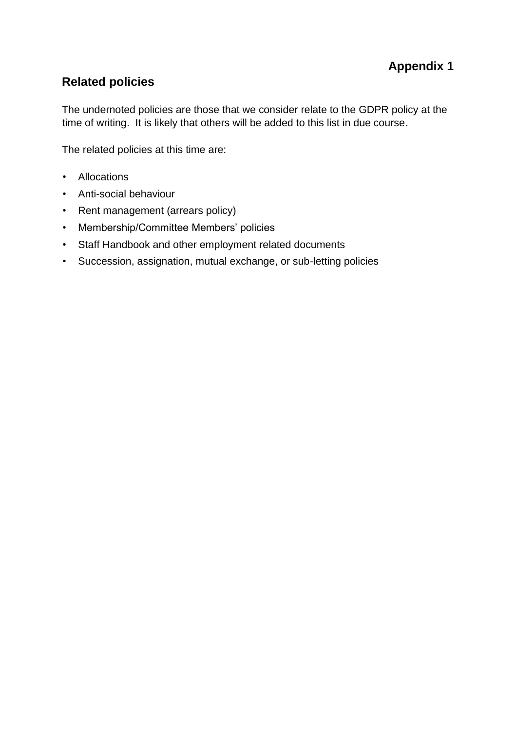**Appendix 1**

## Related policies

The undernoted policies are those that we consider relate to the GDPR policy at the time of writing. It is likely that others will be added to this list in due course.

The related policies at this time are:

- Allocations
- Anti-social behaviour
- Rent management (arrears policy)
- Membership/Committee Members' policies
- Staff Handbook and other employment related documents
- Succession, assignation, mutual exchange, or sub-letting policies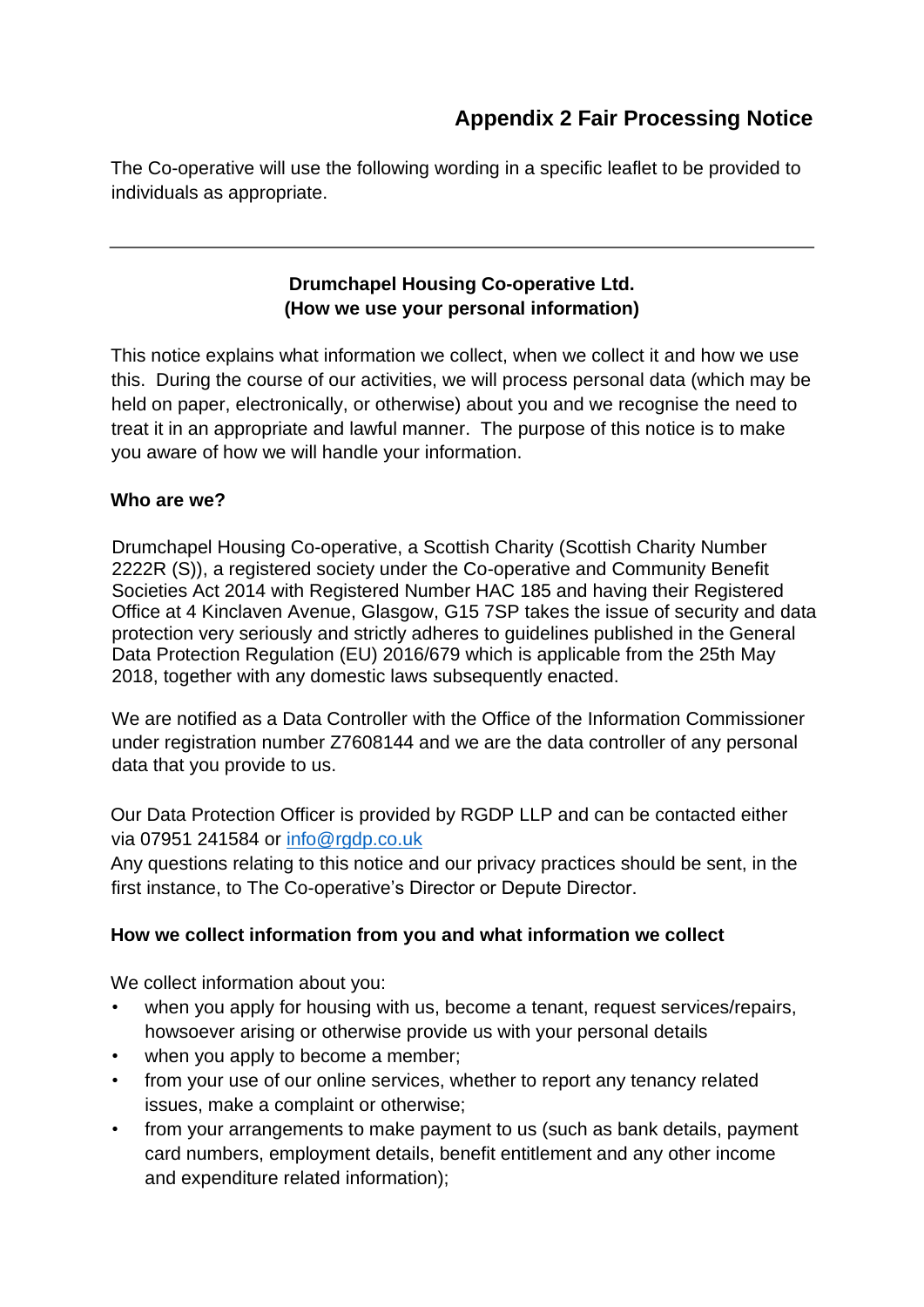# Appendix 2 Fair Processing Notice

The Co-operative will use the following wording in a specific leaflet to be provided to individuals as appropriate.

---

**Drumchapel Housing Co-operative Ltd.**
**(How we use your personal information)**

This notice explains what information we collect, when we collect it and how we use this. During the course of our activities, we will process personal data (which may be held on paper, electronically, or otherwise) about you and we recognise the need to treat it in an appropriate and lawful manner. The purpose of this notice is to make you aware of how we will handle your information.

**Who are we?**

Drumchapel Housing Co-operative, a Scottish Charity (Scottish Charity Number 2222R (S)), a registered society under the Co-operative and Community Benefit Societies Act 2014 with Registered Number HAC 185 and having their Registered Office at 4 Kinclaven Avenue, Glasgow, G15 7SP takes the issue of security and data protection very seriously and strictly adheres to guidelines published in the General Data Protection Regulation (EU) 2016/679 which is applicable from the 25th May 2018, together with any domestic laws subsequently enacted.

We are notified as a Data Controller with the Office of the Information Commissioner under registration number Z7608144 and we are the data controller of any personal data that you provide to us.

Our Data Protection Officer is provided by RGDP LLP and can be contacted either via 07951 241584 or info@rgdp.co.uk
Any questions relating to this notice and our privacy practices should be sent, in the first instance, to The Co-operative's Director or Depute Director.

**How we collect information from you and what information we collect**

We collect information about you:

- when you apply for housing with us, become a tenant, request services/repairs, howsoever arising or otherwise provide us with your personal details
- when you apply to become a member;
- from your use of our online services, whether to report any tenancy related issues, make a complaint or otherwise;
- from your arrangements to make payment to us (such as bank details, payment card numbers, employment details, benefit entitlement and any other income and expenditure related information);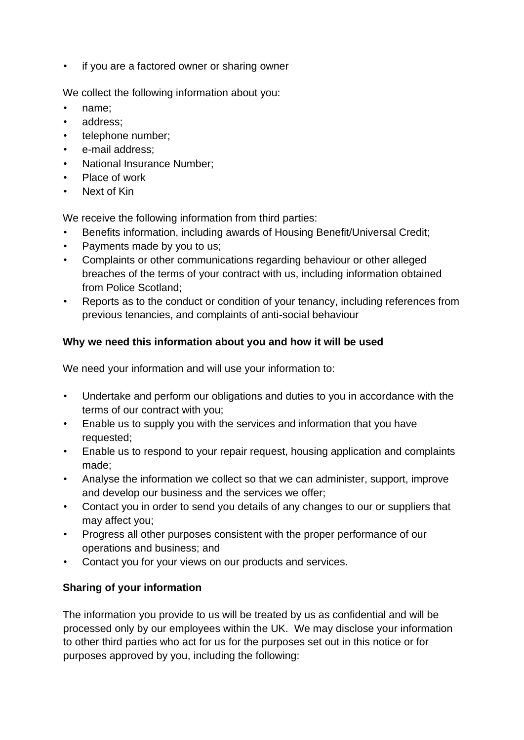- if you are a factored owner or sharing owner

We collect the following information about you:

- name;
- address;
- telephone number;
- e-mail address;
- National Insurance Number;
- Place of work
- Next of Kin

We receive the following information from third parties:

- Benefits information, including awards of Housing Benefit/Universal Credit;
- Payments made by you to us;
- Complaints or other communications regarding behaviour or other alleged breaches of the terms of your contract with us, including information obtained from Police Scotland;
- Reports as to the conduct or condition of your tenancy, including references from previous tenancies, and complaints of anti-social behaviour

**Why we need this information about you and how it will be used**

We need your information and will use your information to:

- Undertake and perform our obligations and duties to you in accordance with the terms of our contract with you;
- Enable us to supply you with the services and information that you have requested;
- Enable us to respond to your repair request, housing application and complaints made;
- Analyse the information we collect so that we can administer, support, improve and develop our business and the services we offer;
- Contact you in order to send you details of any changes to our or suppliers that may affect you;
- Progress all other purposes consistent with the proper performance of our operations and business; and
- Contact you for your views on our products and services.

**Sharing of your information**

The information you provide to us will be treated by us as confidential and will be processed only by our employees within the UK. We may disclose your information to other third parties who act for us for the purposes set out in this notice or for purposes approved by you, including the following: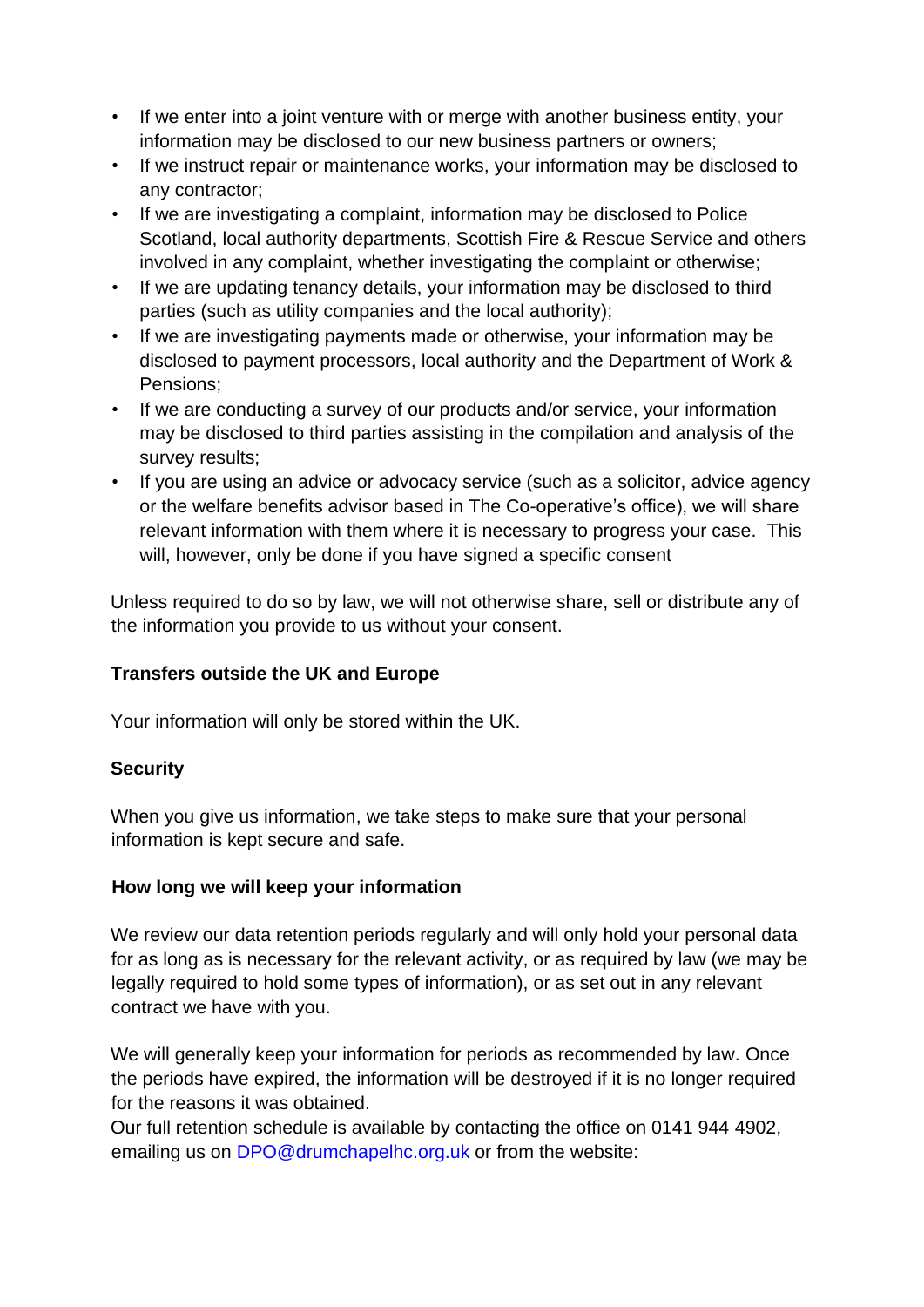- If we enter into a joint venture with or merge with another business entity, your information may be disclosed to our new business partners or owners;
- If we instruct repair or maintenance works, your information may be disclosed to any contractor;
- If we are investigating a complaint, information may be disclosed to Police Scotland, local authority departments, Scottish Fire & Rescue Service and others involved in any complaint, whether investigating the complaint or otherwise;
- If we are updating tenancy details, your information may be disclosed to third parties (such as utility companies and the local authority);
- If we are investigating payments made or otherwise, your information may be disclosed to payment processors, local authority and the Department of Work & Pensions;
- If we are conducting a survey of our products and/or service, your information may be disclosed to third parties assisting in the compilation and analysis of the survey results;
- If you are using an advice or advocacy service (such as a solicitor, advice agency or the welfare benefits advisor based in The Co-operative's office), we will share relevant information with them where it is necessary to progress your case. This will, however, only be done if you have signed a specific consent

Unless required to do so by law, we will not otherwise share, sell or distribute any of the information you provide to us without your consent.

**Transfers outside the UK and Europe**

Your information will only be stored within the UK.

**Security**

When you give us information, we take steps to make sure that your personal information is kept secure and safe.

**How long we will keep your information**

We review our data retention periods regularly and will only hold your personal data for as long as is necessary for the relevant activity, or as required by law (we may be legally required to hold some types of information), or as set out in any relevant contract we have with you.

We will generally keep your information for periods as recommended by law. Once the periods have expired, the information will be destroyed if it is no longer required for the reasons it was obtained.
Our full retention schedule is available by contacting the office on 0141 944 4902, emailing us on DPO@drumchapelhc.org.uk or from the website: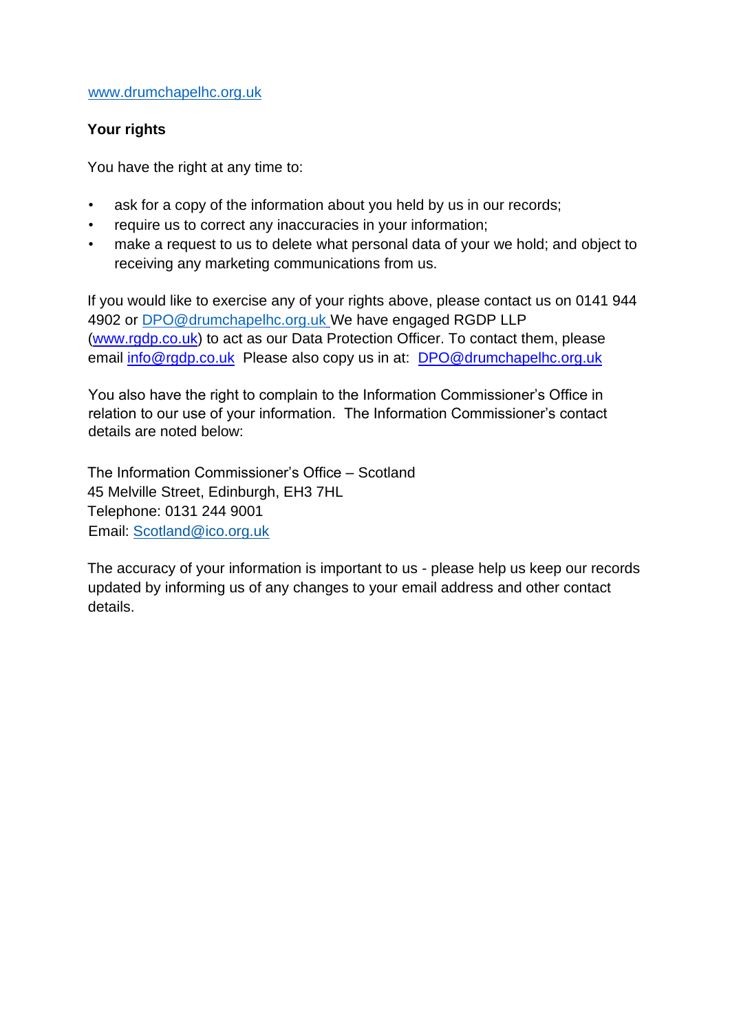www.drumchapelhc.org.uk

**Your rights**

You have the right at any time to:

- ask for a copy of the information about you held by us in our records;
- require us to correct any inaccuracies in your information;
- make a request to us to delete what personal data of your we hold; and object to receiving any marketing communications from us.

If you would like to exercise any of your rights above, please contact us on 0141 944 4902 or DPO@drumchapelhc.org.uk We have engaged RGDP LLP (www.rgdp.co.uk) to act as our Data Protection Officer. To contact them, please email info@rgdp.co.uk Please also copy us in at: DPO@drumchapelhc.org.uk

You also have the right to complain to the Information Commissioner's Office in relation to our use of your information. The Information Commissioner's contact details are noted below:

The Information Commissioner's Office – Scotland
45 Melville Street, Edinburgh, EH3 7HL
Telephone: 0131 244 9001
Email: Scotland@ico.org.uk

The accuracy of your information is important to us - please help us keep our records updated by informing us of any changes to your email address and other contact details.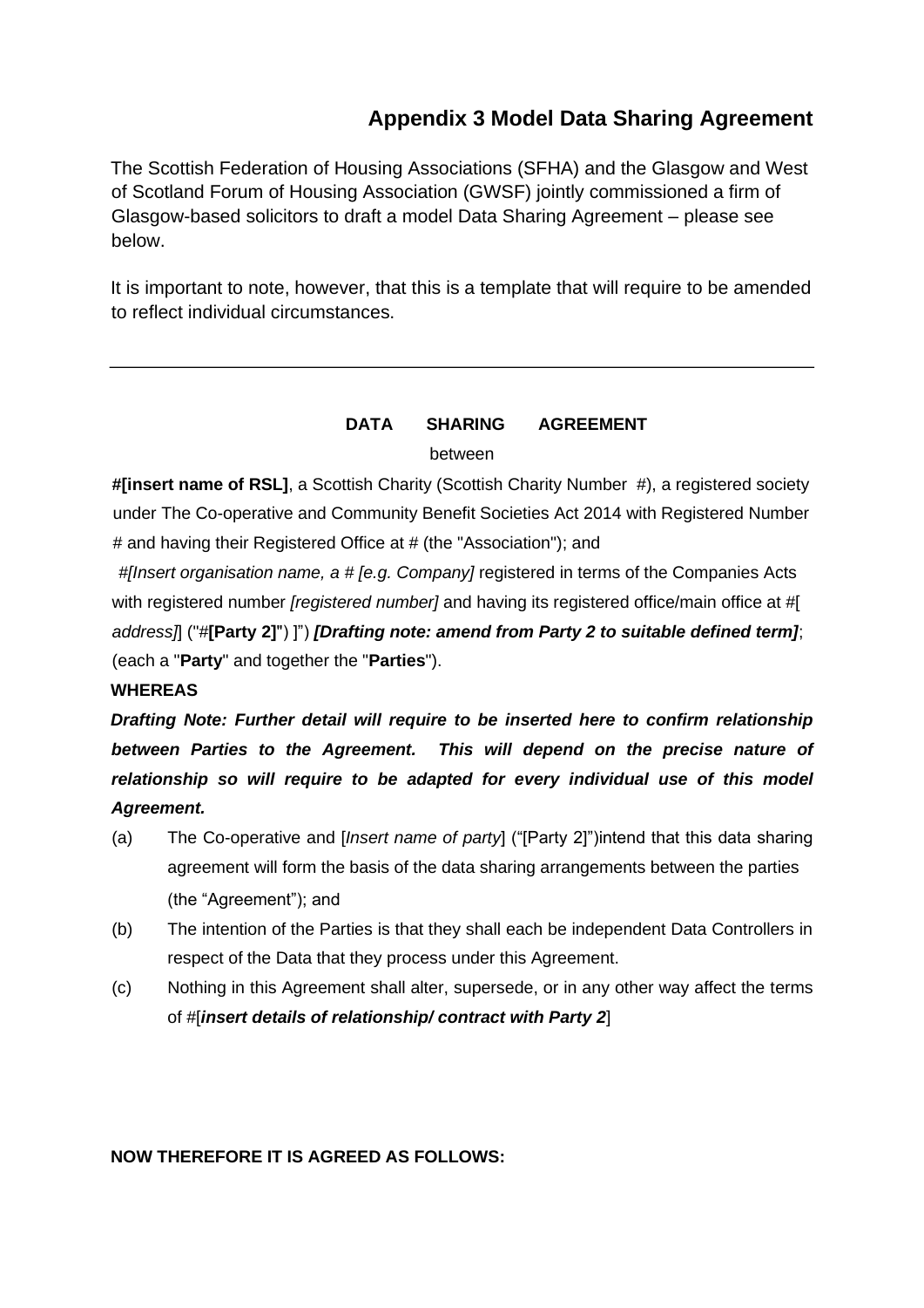## Appendix 3 Model Data Sharing Agreement

The Scottish Federation of Housing Associations (SFHA) and the Glasgow and West of Scotland Forum of Housing Association (GWSF) jointly commissioned a firm of Glasgow-based solicitors to draft a model Data Sharing Agreement – please see below.

It is important to note, however, that this is a template that will require to be amended to reflect individual circumstances.

---

**DATA SHARING AGREEMENT**

between

**#[insert name of RSL]**, a Scottish Charity (Scottish Charity Number #), a registered society under The Co-operative and Community Benefit Societies Act 2014 with Registered Number # and having their Registered Office at # (the "Association"); and

#*[Insert organisation name, a # [e.g. Company]* registered in terms of the Companies Acts with registered number *[registered number]* and having its registered office/main office at #[ *address]*] ("#**[Party 2]**") ]") ***[Drafting note: amend from Party 2 to suitable defined term]***; (each a "**Party**" and together the "**Parties**").

**WHEREAS**

***Drafting Note: Further detail will require to be inserted here to confirm relationship between Parties to the Agreement. This will depend on the precise nature of relationship so will require to be adapted for every individual use of this model Agreement.***

(a) The Co-operative and [*Insert name of party*] ("[Party 2]")intend that this data sharing agreement will form the basis of the data sharing arrangements between the parties (the "Agreement"); and

(b) The intention of the Parties is that they shall each be independent Data Controllers in respect of the Data that they process under this Agreement.

(c) Nothing in this Agreement shall alter, supersede, or in any other way affect the terms of #[***insert details of relationship/ contract with Party 2***]

**NOW THEREFORE IT IS AGREED AS FOLLOWS:**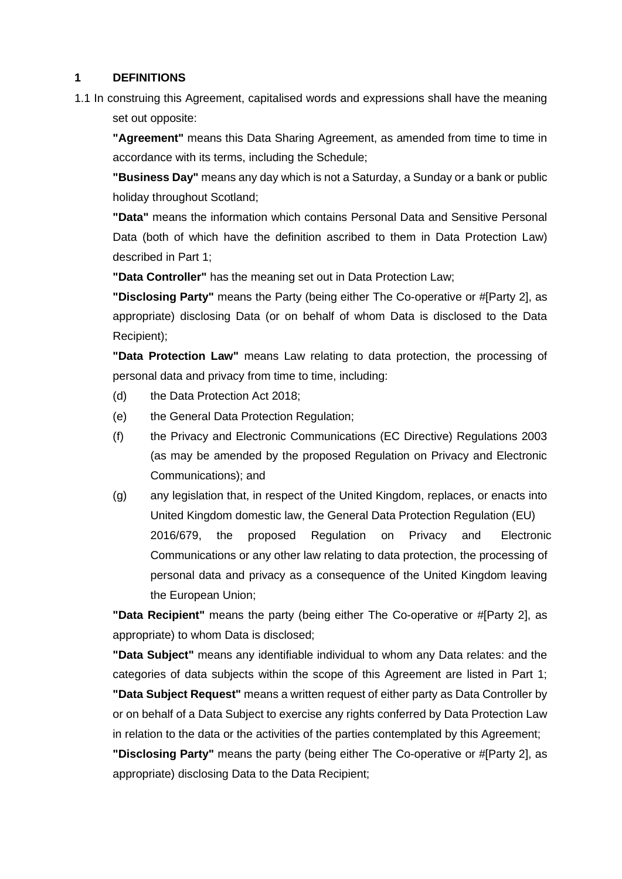## 1 DEFINITIONS

1.1 In construing this Agreement, capitalised words and expressions shall have the meaning set out opposite:

**"Agreement"** means this Data Sharing Agreement, as amended from time to time in accordance with its terms, including the Schedule;

**"Business Day"** means any day which is not a Saturday, a Sunday or a bank or public holiday throughout Scotland;

**"Data"** means the information which contains Personal Data and Sensitive Personal Data (both of which have the definition ascribed to them in Data Protection Law) described in Part 1;

**"Data Controller"** has the meaning set out in Data Protection Law;

**"Disclosing Party"** means the Party (being either The Co-operative or #[Party 2], as appropriate) disclosing Data (or on behalf of whom Data is disclosed to the Data Recipient);

**"Data Protection Law"** means Law relating to data protection, the processing of personal data and privacy from time to time, including:

(d) the Data Protection Act 2018;

(e) the General Data Protection Regulation;

(f) the Privacy and Electronic Communications (EC Directive) Regulations 2003 (as may be amended by the proposed Regulation on Privacy and Electronic Communications); and

(g) any legislation that, in respect of the United Kingdom, replaces, or enacts into United Kingdom domestic law, the General Data Protection Regulation (EU) 2016/679, the proposed Regulation on Privacy and Electronic Communications or any other law relating to data protection, the processing of personal data and privacy as a consequence of the United Kingdom leaving the European Union;

**"Data Recipient"** means the party (being either The Co-operative or #[Party 2], as appropriate) to whom Data is disclosed;

**"Data Subject"** means any identifiable individual to whom any Data relates: and the categories of data subjects within the scope of this Agreement are listed in Part 1;

**"Data Subject Request"** means a written request of either party as Data Controller by or on behalf of a Data Subject to exercise any rights conferred by Data Protection Law in relation to the data or the activities of the parties contemplated by this Agreement;

**"Disclosing Party"** means the party (being either The Co-operative or #[Party 2], as appropriate) disclosing Data to the Data Recipient;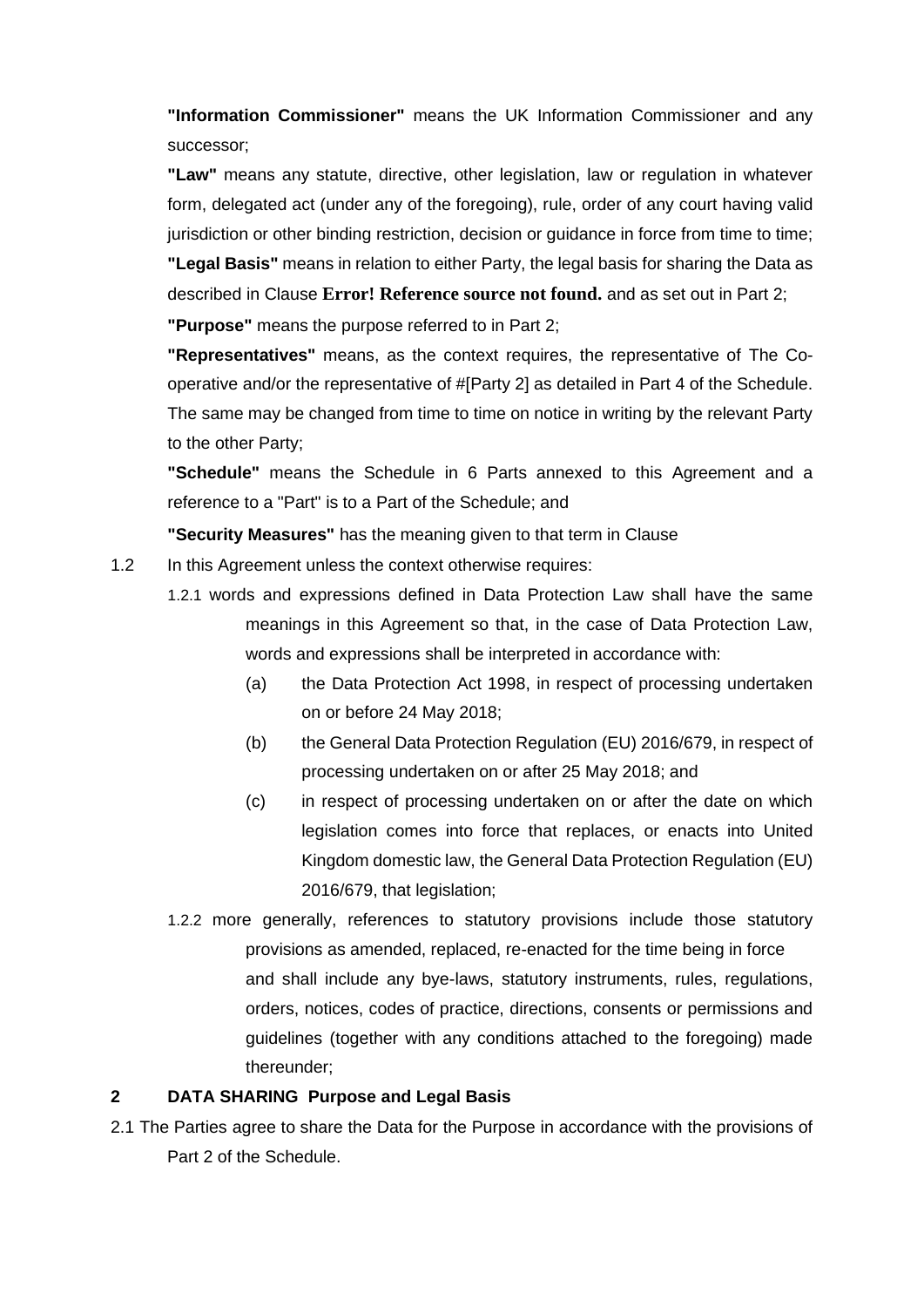**"Information Commissioner"** means the UK Information Commissioner and any successor;

**"Law"** means any statute, directive, other legislation, law or regulation in whatever form, delegated act (under any of the foregoing), rule, order of any court having valid jurisdiction or other binding restriction, decision or guidance in force from time to time;

**"Legal Basis"** means in relation to either Party, the legal basis for sharing the Data as described in Clause **Error! Reference source not found.** and as set out in Part 2;

**"Purpose"** means the purpose referred to in Part 2;

**"Representatives"** means, as the context requires, the representative of The Co-operative and/or the representative of #[Party 2] as detailed in Part 4 of the Schedule. The same may be changed from time to time on notice in writing by the relevant Party to the other Party;

**"Schedule"** means the Schedule in 6 Parts annexed to this Agreement and a reference to a "Part" is to a Part of the Schedule; and

**"Security Measures"** has the meaning given to that term in Clause

1.2 In this Agreement unless the context otherwise requires:

1.2.1 words and expressions defined in Data Protection Law shall have the same meanings in this Agreement so that, in the case of Data Protection Law, words and expressions shall be interpreted in accordance with:

(a) the Data Protection Act 1998, in respect of processing undertaken on or before 24 May 2018;

(b) the General Data Protection Regulation (EU) 2016/679, in respect of processing undertaken on or after 25 May 2018; and

(c) in respect of processing undertaken on or after the date on which legislation comes into force that replaces, or enacts into United Kingdom domestic law, the General Data Protection Regulation (EU) 2016/679, that legislation;

1.2.2 more generally, references to statutory provisions include those statutory provisions as amended, replaced, re-enacted for the time being in force and shall include any bye-laws, statutory instruments, rules, regulations, orders, notices, codes of practice, directions, consents or permissions and guidelines (together with any conditions attached to the foregoing) made thereunder;

## 2 DATA SHARING Purpose and Legal Basis

2.1 The Parties agree to share the Data for the Purpose in accordance with the provisions of Part 2 of the Schedule.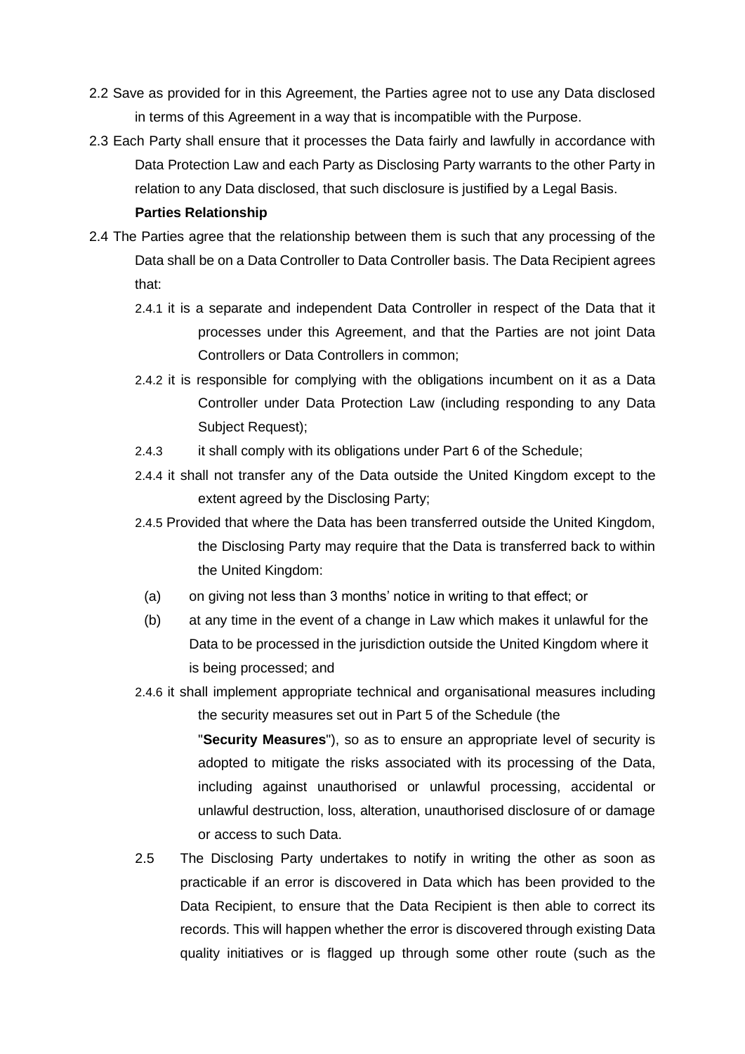2.2 Save as provided for in this Agreement, the Parties agree not to use any Data disclosed in terms of this Agreement in a way that is incompatible with the Purpose.

2.3 Each Party shall ensure that it processes the Data fairly and lawfully in accordance with Data Protection Law and each Party as Disclosing Party warrants to the other Party in relation to any Data disclosed, that such disclosure is justified by a Legal Basis.

**Parties Relationship**

2.4 The Parties agree that the relationship between them is such that any processing of the Data shall be on a Data Controller to Data Controller basis. The Data Recipient agrees that:

2.4.1 it is a separate and independent Data Controller in respect of the Data that it processes under this Agreement, and that the Parties are not joint Data Controllers or Data Controllers in common;

2.4.2 it is responsible for complying with the obligations incumbent on it as a Data Controller under Data Protection Law (including responding to any Data Subject Request);

2.4.3 it shall comply with its obligations under Part 6 of the Schedule;

2.4.4 it shall not transfer any of the Data outside the United Kingdom except to the extent agreed by the Disclosing Party;

2.4.5 Provided that where the Data has been transferred outside the United Kingdom, the Disclosing Party may require that the Data is transferred back to within the United Kingdom:

(a) on giving not less than 3 months' notice in writing to that effect; or

(b) at any time in the event of a change in Law which makes it unlawful for the Data to be processed in the jurisdiction outside the United Kingdom where it is being processed; and

2.4.6 it shall implement appropriate technical and organisational measures including the security measures set out in Part 5 of the Schedule (the "**Security Measures**"), so as to ensure an appropriate level of security is adopted to mitigate the risks associated with its processing of the Data, including against unauthorised or unlawful processing, accidental or unlawful destruction, loss, alteration, unauthorised disclosure of or damage or access to such Data.

2.5 The Disclosing Party undertakes to notify in writing the other as soon as practicable if an error is discovered in Data which has been provided to the Data Recipient, to ensure that the Data Recipient is then able to correct its records. This will happen whether the error is discovered through existing Data quality initiatives or is flagged up through some other route (such as the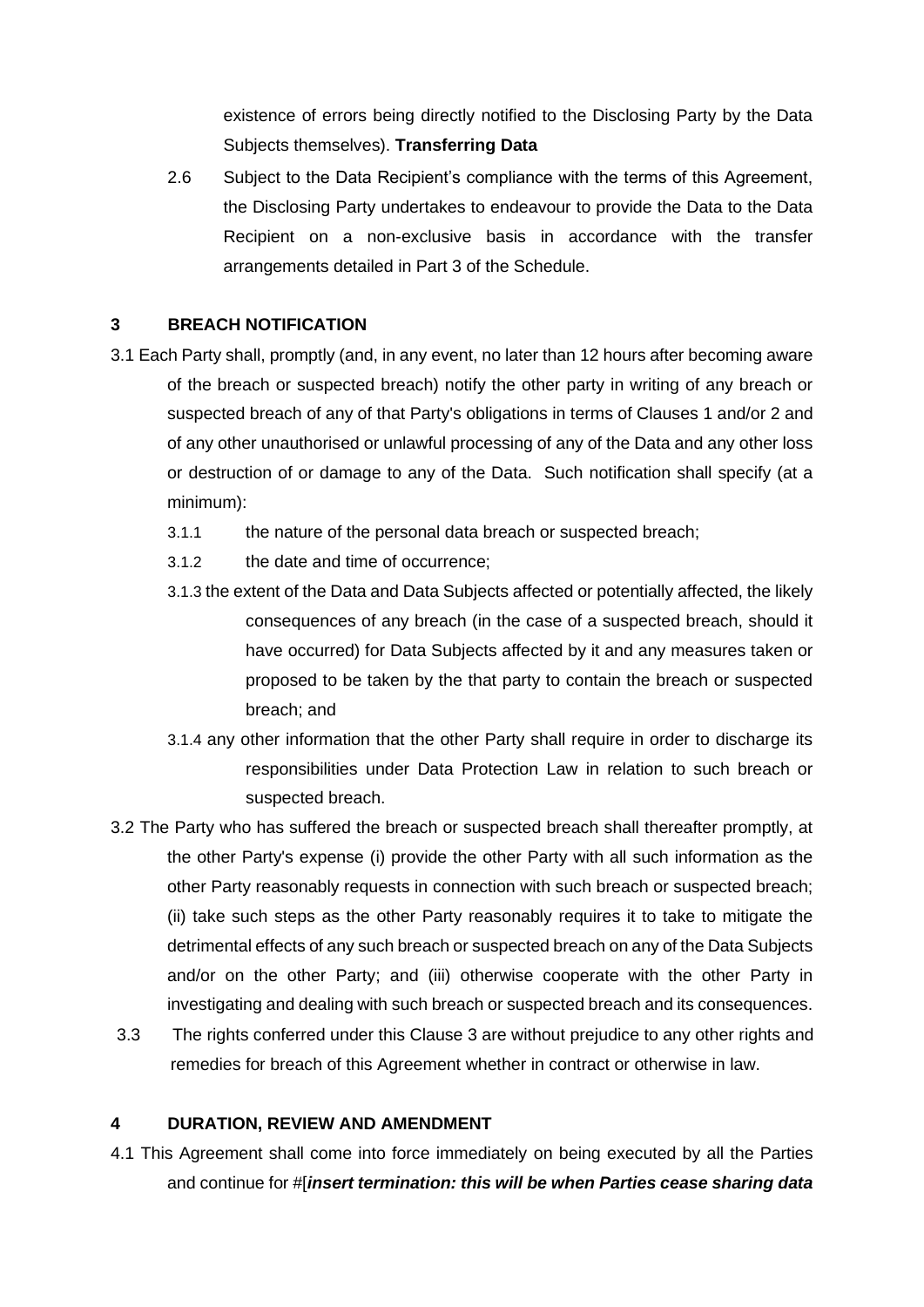existence of errors being directly notified to the Disclosing Party by the Data Subjects themselves). **Transferring Data**

2.6 Subject to the Data Recipient's compliance with the terms of this Agreement, the Disclosing Party undertakes to endeavour to provide the Data to the Data Recipient on a non-exclusive basis in accordance with the transfer arrangements detailed in Part 3 of the Schedule.

## 3 BREACH NOTIFICATION

3.1 Each Party shall, promptly (and, in any event, no later than 12 hours after becoming aware of the breach or suspected breach) notify the other party in writing of any breach or suspected breach of any of that Party's obligations in terms of Clauses 1 and/or 2 and of any other unauthorised or unlawful processing of any of the Data and any other loss or destruction of or damage to any of the Data. Such notification shall specify (at a minimum):

3.1.1 the nature of the personal data breach or suspected breach;

3.1.2 the date and time of occurrence;

3.1.3 the extent of the Data and Data Subjects affected or potentially affected, the likely consequences of any breach (in the case of a suspected breach, should it have occurred) for Data Subjects affected by it and any measures taken or proposed to be taken by the that party to contain the breach or suspected breach; and

3.1.4 any other information that the other Party shall require in order to discharge its responsibilities under Data Protection Law in relation to such breach or suspected breach.

3.2 The Party who has suffered the breach or suspected breach shall thereafter promptly, at the other Party's expense (i) provide the other Party with all such information as the other Party reasonably requests in connection with such breach or suspected breach; (ii) take such steps as the other Party reasonably requires it to take to mitigate the detrimental effects of any such breach or suspected breach on any of the Data Subjects and/or on the other Party; and (iii) otherwise cooperate with the other Party in investigating and dealing with such breach or suspected breach and its consequences.

3.3 The rights conferred under this Clause 3 are without prejudice to any other rights and remedies for breach of this Agreement whether in contract or otherwise in law.

## 4 DURATION, REVIEW AND AMENDMENT

4.1 This Agreement shall come into force immediately on being executed by all the Parties and continue for #[***insert termination: this will be when Parties cease sharing data***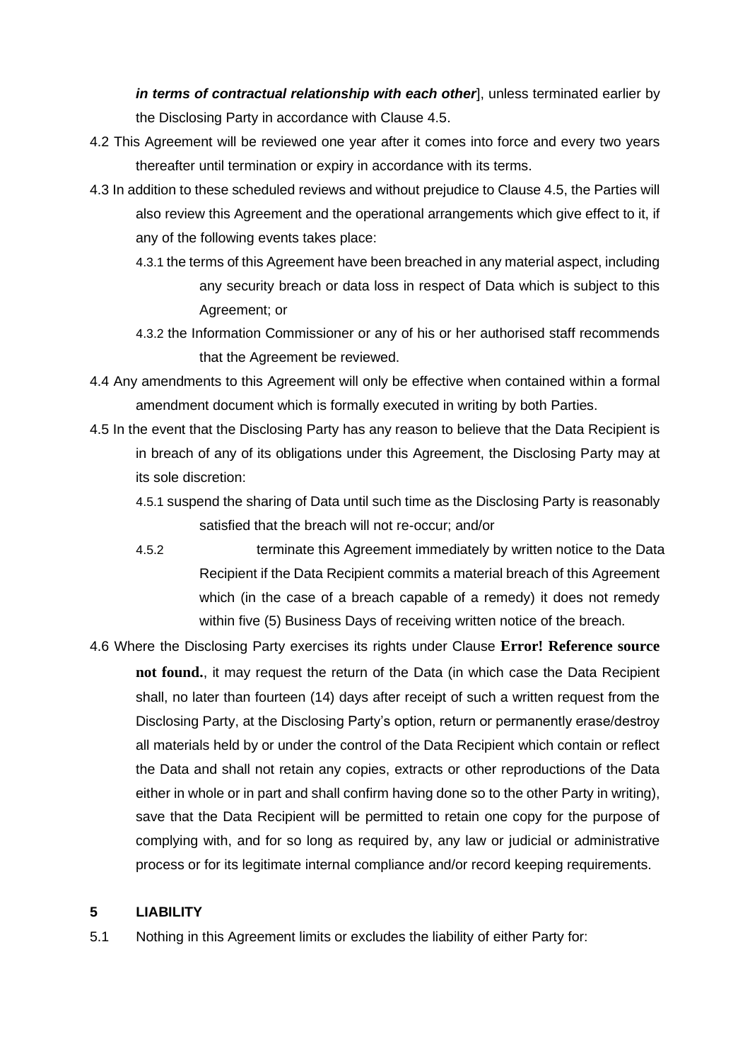***in terms of contractual relationship with each other***], unless terminated earlier by the Disclosing Party in accordance with Clause 4.5.

4.2 This Agreement will be reviewed one year after it comes into force and every two years thereafter until termination or expiry in accordance with its terms.

4.3 In addition to these scheduled reviews and without prejudice to Clause 4.5, the Parties will also review this Agreement and the operational arrangements which give effect to it, if any of the following events takes place:

4.3.1 the terms of this Agreement have been breached in any material aspect, including any security breach or data loss in respect of Data which is subject to this Agreement; or

4.3.2 the Information Commissioner or any of his or her authorised staff recommends that the Agreement be reviewed.

4.4 Any amendments to this Agreement will only be effective when contained within a formal amendment document which is formally executed in writing by both Parties.

4.5 In the event that the Disclosing Party has any reason to believe that the Data Recipient is in breach of any of its obligations under this Agreement, the Disclosing Party may at its sole discretion:

4.5.1 suspend the sharing of Data until such time as the Disclosing Party is reasonably satisfied that the breach will not re-occur; and/or

4.5.2 terminate this Agreement immediately by written notice to the Data Recipient if the Data Recipient commits a material breach of this Agreement which (in the case of a breach capable of a remedy) it does not remedy within five (5) Business Days of receiving written notice of the breach.

4.6 Where the Disclosing Party exercises its rights under Clause **Error! Reference source not found.**, it may request the return of the Data (in which case the Data Recipient shall, no later than fourteen (14) days after receipt of such a written request from the Disclosing Party, at the Disclosing Party's option, return or permanently erase/destroy all materials held by or under the control of the Data Recipient which contain or reflect the Data and shall not retain any copies, extracts or other reproductions of the Data either in whole or in part and shall confirm having done so to the other Party in writing), save that the Data Recipient will be permitted to retain one copy for the purpose of complying with, and for so long as required by, any law or judicial or administrative process or for its legitimate internal compliance and/or record keeping requirements.

## 5 LIABILITY

5.1 Nothing in this Agreement limits or excludes the liability of either Party for: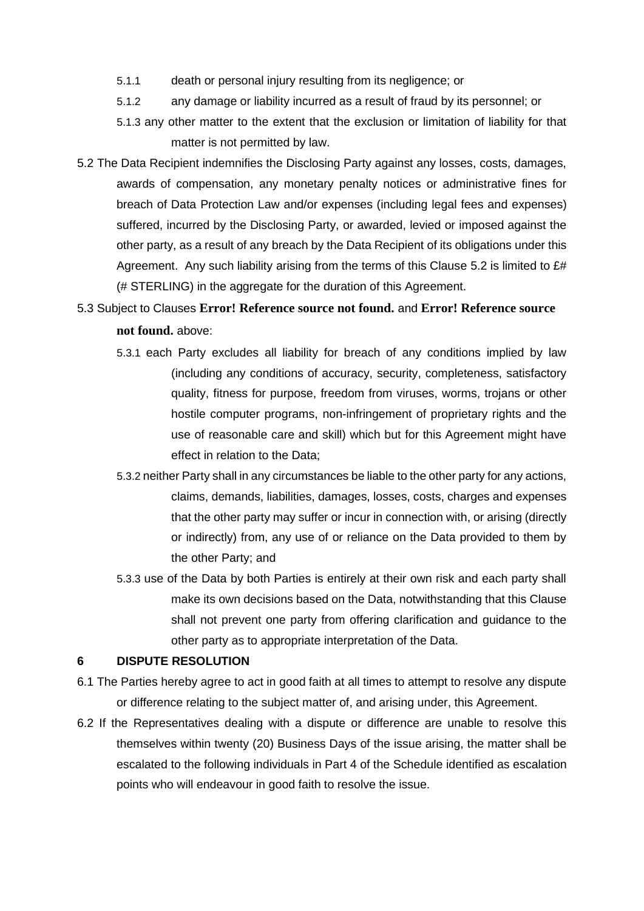5.1.1 death or personal injury resulting from its negligence; or

5.1.2 any damage or liability incurred as a result of fraud by its personnel; or

5.1.3 any other matter to the extent that the exclusion or limitation of liability for that matter is not permitted by law.

5.2 The Data Recipient indemnifies the Disclosing Party against any losses, costs, damages, awards of compensation, any monetary penalty notices or administrative fines for breach of Data Protection Law and/or expenses (including legal fees and expenses) suffered, incurred by the Disclosing Party, or awarded, levied or imposed against the other party, as a result of any breach by the Data Recipient of its obligations under this Agreement. Any such liability arising from the terms of this Clause 5.2 is limited to £# (# STERLING) in the aggregate for the duration of this Agreement.

5.3 Subject to Clauses **Error! Reference source not found.** and **Error! Reference source not found.** above:

5.3.1 each Party excludes all liability for breach of any conditions implied by law (including any conditions of accuracy, security, completeness, satisfactory quality, fitness for purpose, freedom from viruses, worms, trojans or other hostile computer programs, non-infringement of proprietary rights and the use of reasonable care and skill) which but for this Agreement might have effect in relation to the Data;

5.3.2 neither Party shall in any circumstances be liable to the other party for any actions, claims, demands, liabilities, damages, losses, costs, charges and expenses that the other party may suffer or incur in connection with, or arising (directly or indirectly) from, any use of or reliance on the Data provided to them by the other Party; and

5.3.3 use of the Data by both Parties is entirely at their own risk and each party shall make its own decisions based on the Data, notwithstanding that this Clause shall not prevent one party from offering clarification and guidance to the other party as to appropriate interpretation of the Data.

**6 DISPUTE RESOLUTION**

6.1 The Parties hereby agree to act in good faith at all times to attempt to resolve any dispute or difference relating to the subject matter of, and arising under, this Agreement.

6.2 If the Representatives dealing with a dispute or difference are unable to resolve this themselves within twenty (20) Business Days of the issue arising, the matter shall be escalated to the following individuals in Part 4 of the Schedule identified as escalation points who will endeavour in good faith to resolve the issue.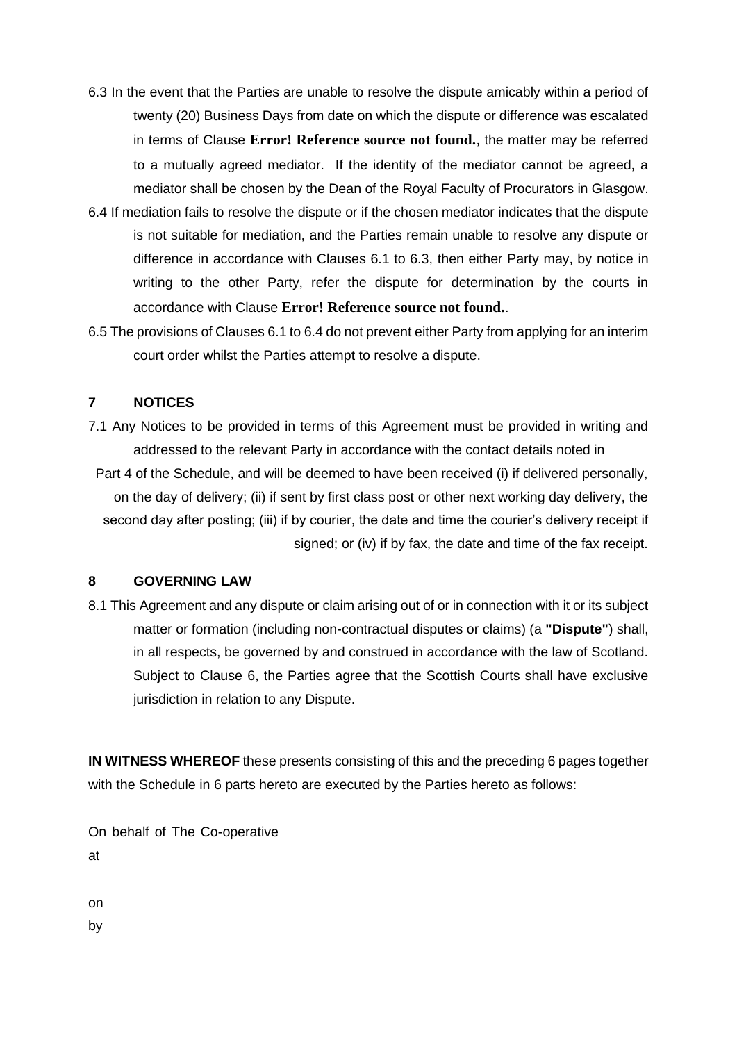6.3 In the event that the Parties are unable to resolve the dispute amicably within a period of twenty (20) Business Days from date on which the dispute or difference was escalated in terms of Clause **Error! Reference source not found.**, the matter may be referred to a mutually agreed mediator. If the identity of the mediator cannot be agreed, a mediator shall be chosen by the Dean of the Royal Faculty of Procurators in Glasgow.

6.4 If mediation fails to resolve the dispute or if the chosen mediator indicates that the dispute is not suitable for mediation, and the Parties remain unable to resolve any dispute or difference in accordance with Clauses 6.1 to 6.3, then either Party may, by notice in writing to the other Party, refer the dispute for determination by the courts in accordance with Clause **Error! Reference source not found.**.

6.5 The provisions of Clauses 6.1 to 6.4 do not prevent either Party from applying for an interim court order whilst the Parties attempt to resolve a dispute.

## 7 NOTICES

7.1 Any Notices to be provided in terms of this Agreement must be provided in writing and addressed to the relevant Party in accordance with the contact details noted in Part 4 of the Schedule, and will be deemed to have been received (i) if delivered personally, on the day of delivery; (ii) if sent by first class post or other next working day delivery, the second day after posting; (iii) if by courier, the date and time the courier's delivery receipt if signed; or (iv) if by fax, the date and time of the fax receipt.

## 8 GOVERNING LAW

8.1 This Agreement and any dispute or claim arising out of or in connection with it or its subject matter or formation (including non-contractual disputes or claims) (a **"Dispute"**) shall, in all respects, be governed by and construed in accordance with the law of Scotland. Subject to Clause 6, the Parties agree that the Scottish Courts shall have exclusive jurisdiction in relation to any Dispute.

**IN WITNESS WHEREOF** these presents consisting of this and the preceding 6 pages together with the Schedule in 6 parts hereto are executed by the Parties hereto as follows:

On behalf of The Co-operative

at

on

by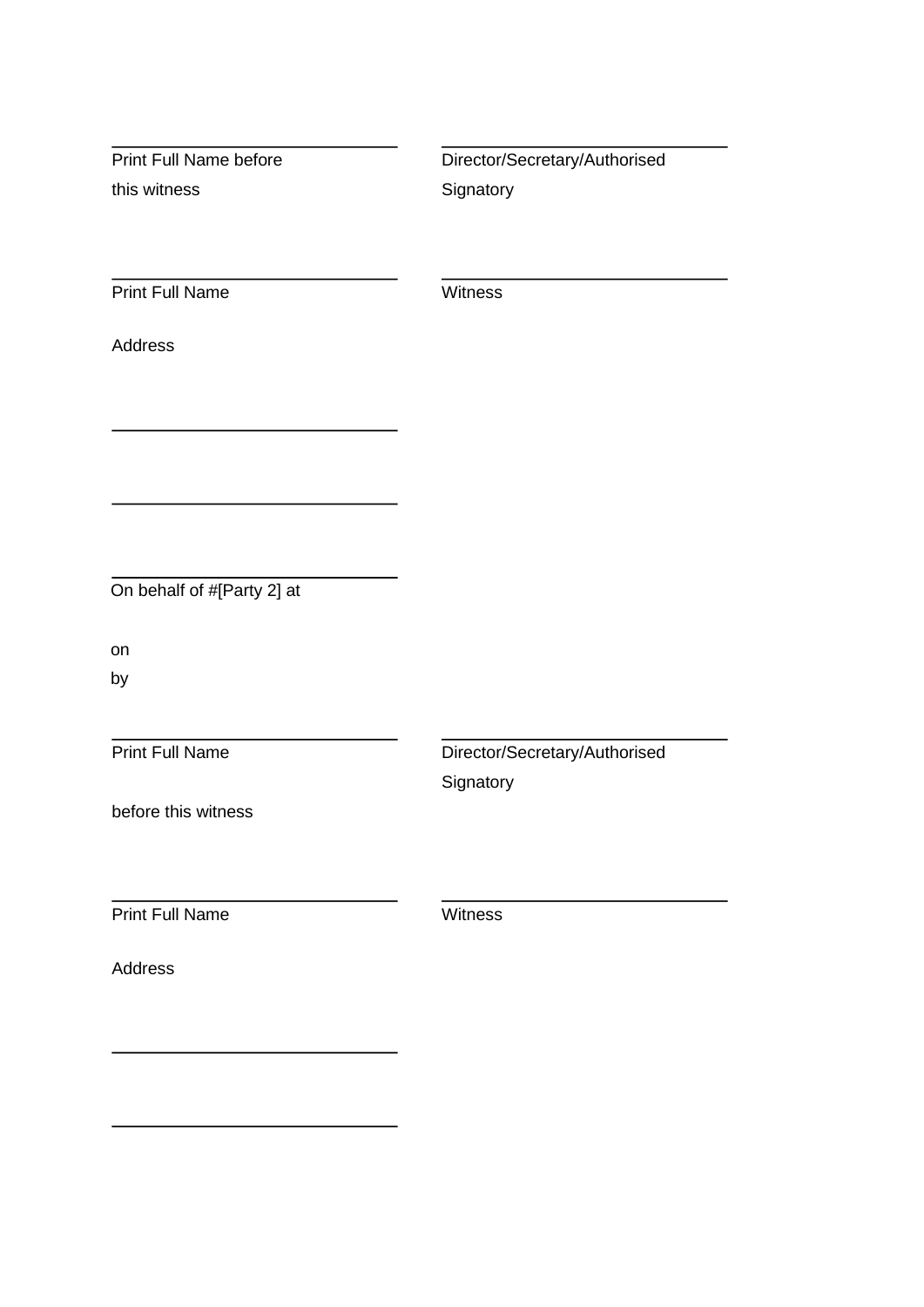| | |
|---|---|
| \_\_\_\_\_\_\_\_\_\_\_\_\_\_\_\_\_\_\_\_\_\_\_\_\_\_\_\_ | \_\_\_\_\_\_\_\_\_\_\_\_\_\_\_\_\_\_\_\_\_\_\_\_\_\_\_\_ |
| Print Full Name before this witness | Director/Secretary/Authorised Signatory |
| \_\_\_\_\_\_\_\_\_\_\_\_\_\_\_\_\_\_\_\_\_\_\_\_\_\_\_\_ | \_\_\_\_\_\_\_\_\_\_\_\_\_\_\_\_\_\_\_\_\_\_\_\_\_\_\_\_ |
| Print Full Name | Witness |

Address

\_\_\_\_\_\_\_\_\_\_\_\_\_\_\_\_\_\_\_\_\_\_\_\_\_\_\_\_

\_\_\_\_\_\_\_\_\_\_\_\_\_\_\_\_\_\_\_\_\_\_\_\_\_\_\_\_

\_\_\_\_\_\_\_\_\_\_\_\_\_\_\_\_\_\_\_\_\_\_\_\_\_\_\_\_

On behalf of #[Party 2] at

on

by

| | |
|---|---|
| \_\_\_\_\_\_\_\_\_\_\_\_\_\_\_\_\_\_\_\_\_\_\_\_\_\_\_\_ | \_\_\_\_\_\_\_\_\_\_\_\_\_\_\_\_\_\_\_\_\_\_\_\_\_\_\_\_ |
| Print Full Name before this witness | Director/Secretary/Authorised Signatory |
| \_\_\_\_\_\_\_\_\_\_\_\_\_\_\_\_\_\_\_\_\_\_\_\_\_\_\_\_ | \_\_\_\_\_\_\_\_\_\_\_\_\_\_\_\_\_\_\_\_\_\_\_\_\_\_\_\_ |
| Print Full Name | Witness |

Address

\_\_\_\_\_\_\_\_\_\_\_\_\_\_\_\_\_\_\_\_\_\_\_\_\_\_\_\_

\_\_\_\_\_\_\_\_\_\_\_\_\_\_\_\_\_\_\_\_\_\_\_\_\_\_\_\_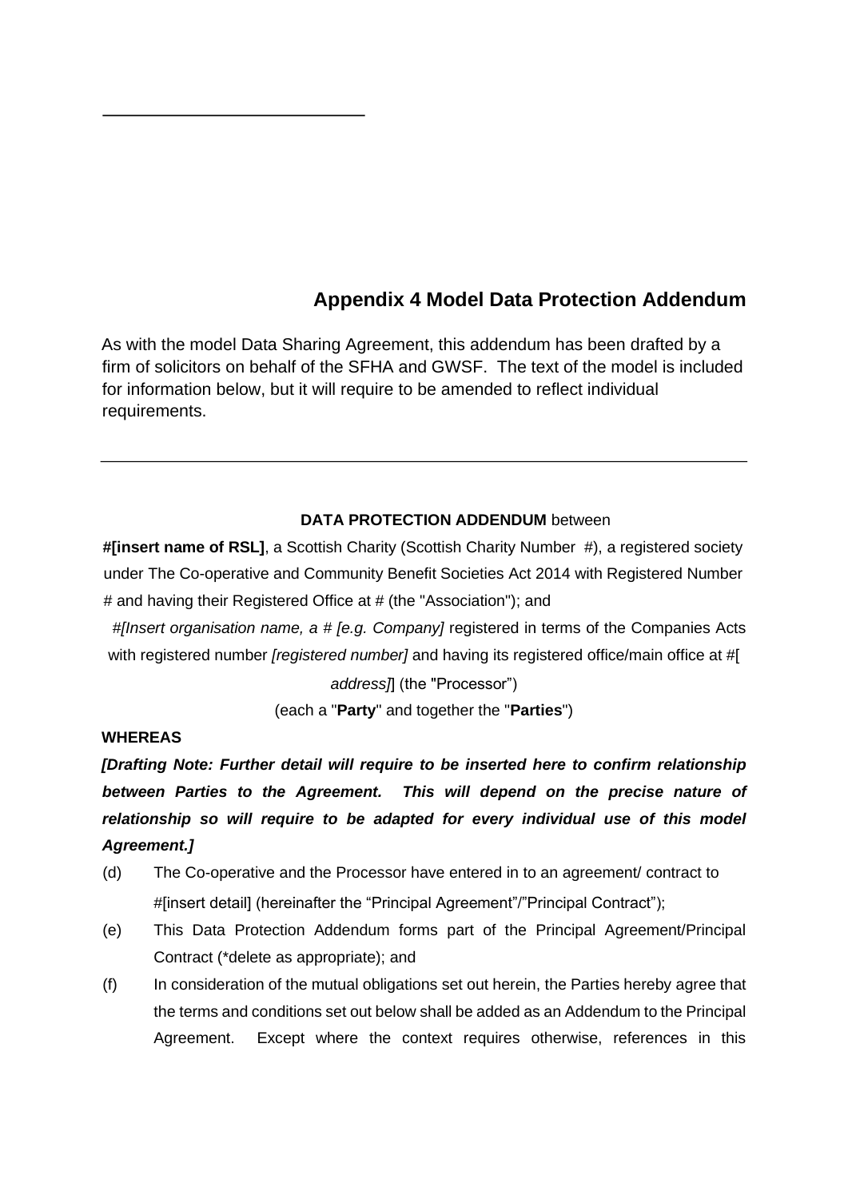## Appendix 4 Model Data Protection Addendum

As with the model Data Sharing Agreement, this addendum has been drafted by a firm of solicitors on behalf of the SFHA and GWSF. The text of the model is included for information below, but it will require to be amended to reflect individual requirements.

---

**DATA PROTECTION ADDENDUM** between

**#[insert name of RSL]**, a Scottish Charity (Scottish Charity Number #), a registered society under The Co-operative and Community Benefit Societies Act 2014 with Registered Number # and having their Registered Office at # (the "Association"); and

#*[Insert organisation name, a # [e.g. Company]* registered in terms of the Companies Acts with registered number *[registered number]* and having its registered office/main office at #[ *address]*] (the "Processor")

(each a "**Party**" and together the "**Parties**")

**WHEREAS**

***[Drafting Note: Further detail will require to be inserted here to confirm relationship between Parties to the Agreement. This will depend on the precise nature of relationship so will require to be adapted for every individual use of this model Agreement.]***

(d) The Co-operative and the Processor have entered in to an agreement/ contract to #[insert detail] (hereinafter the "Principal Agreement"/"Principal Contract");

(e) This Data Protection Addendum forms part of the Principal Agreement/Principal Contract (*delete as appropriate); and

(f) In consideration of the mutual obligations set out herein, the Parties hereby agree that the terms and conditions set out below shall be added as an Addendum to the Principal Agreement. Except where the context requires otherwise, references in this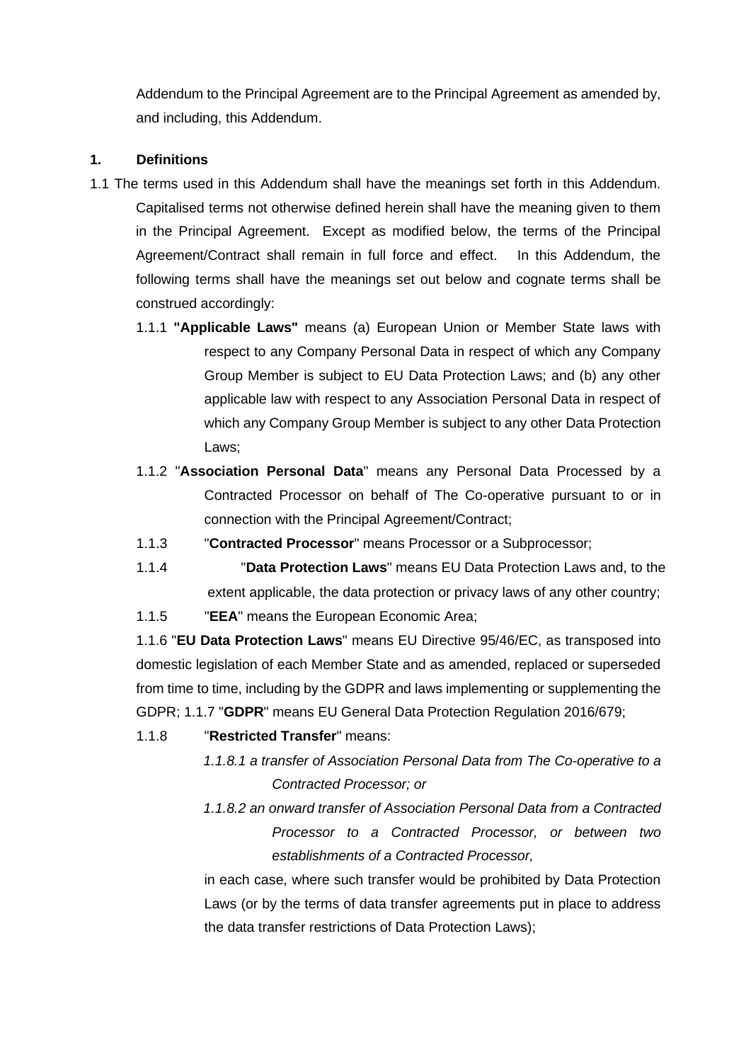Addendum to the Principal Agreement are to the Principal Agreement as amended by, and including, this Addendum.

## 1. Definitions

1.1 The terms used in this Addendum shall have the meanings set forth in this Addendum. Capitalised terms not otherwise defined herein shall have the meaning given to them in the Principal Agreement. Except as modified below, the terms of the Principal Agreement/Contract shall remain in full force and effect. In this Addendum, the following terms shall have the meanings set out below and cognate terms shall be construed accordingly:

1.1.1 **"Applicable Laws"** means (a) European Union or Member State laws with respect to any Company Personal Data in respect of which any Company Group Member is subject to EU Data Protection Laws; and (b) any other applicable law with respect to any Association Personal Data in respect of which any Company Group Member is subject to any other Data Protection Laws;

1.1.2 "**Association Personal Data**" means any Personal Data Processed by a Contracted Processor on behalf of The Co-operative pursuant to or in connection with the Principal Agreement/Contract;

1.1.3 "**Contracted Processor**" means Processor or a Subprocessor;

1.1.4 "**Data Protection Laws**" means EU Data Protection Laws and, to the extent applicable, the data protection or privacy laws of any other country;

1.1.5 "**EEA**" means the European Economic Area;

1.1.6 "**EU Data Protection Laws**" means EU Directive 95/46/EC, as transposed into domestic legislation of each Member State and as amended, replaced or superseded from time to time, including by the GDPR and laws implementing or supplementing the GDPR; 1.1.7 "**GDPR**" means EU General Data Protection Regulation 2016/679;

1.1.8 "**Restricted Transfer**" means:

*1.1.8.1 a transfer of Association Personal Data from The Co-operative to a Contracted Processor; or*

*1.1.8.2 an onward transfer of Association Personal Data from a Contracted Processor to a Contracted Processor, or between two establishments of a Contracted Processor,*

in each case, where such transfer would be prohibited by Data Protection Laws (or by the terms of data transfer agreements put in place to address the data transfer restrictions of Data Protection Laws);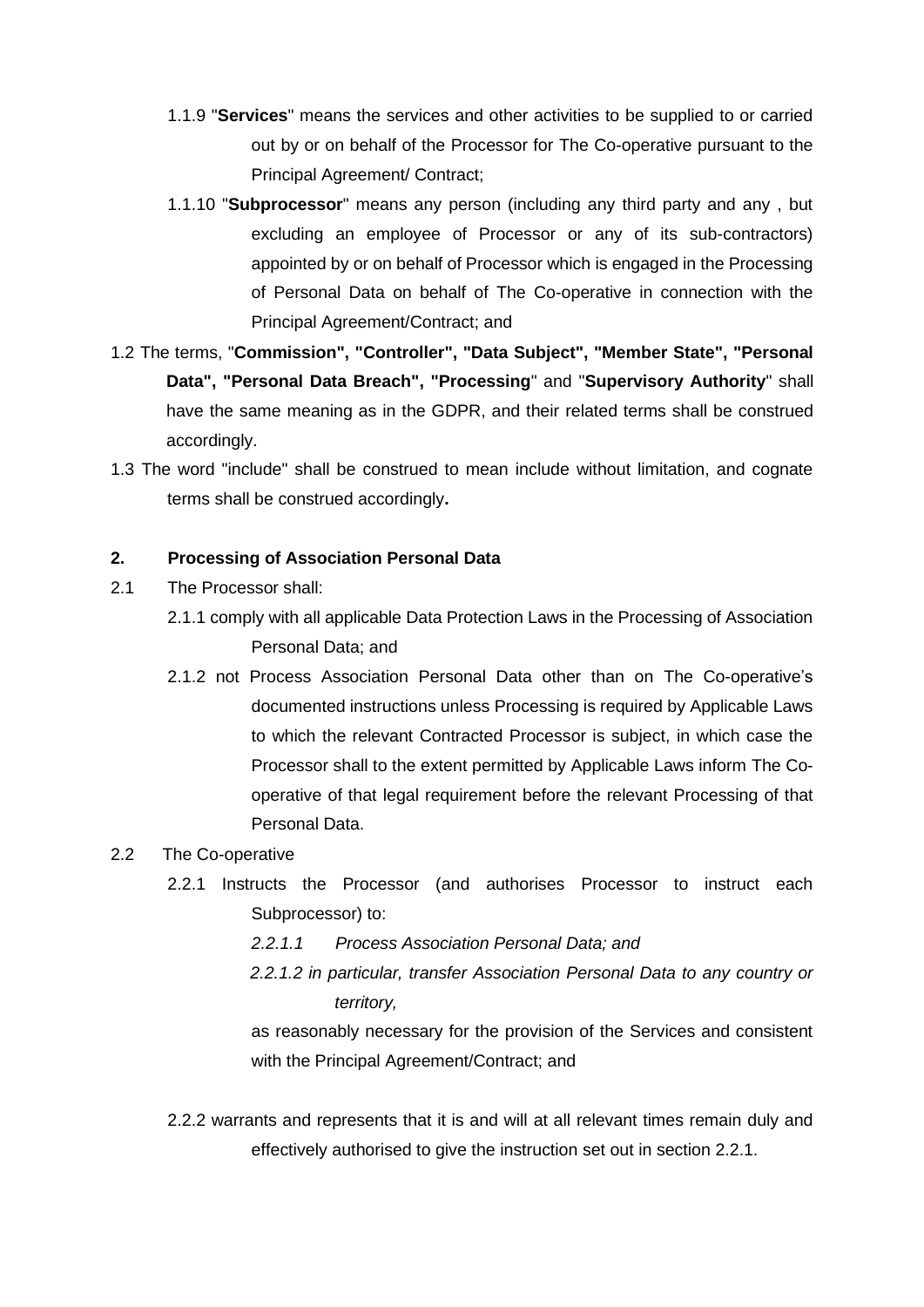1.1.9 "**Services**" means the services and other activities to be supplied to or carried out by or on behalf of the Processor for The Co-operative pursuant to the Principal Agreement/ Contract;

1.1.10 "**Subprocessor**" means any person (including any third party and any , but excluding an employee of Processor or any of its sub-contractors) appointed by or on behalf of Processor which is engaged in the Processing of Personal Data on behalf of The Co-operative in connection with the Principal Agreement/Contract; and

1.2 The terms, "**Commission", "Controller", "Data Subject", "Member State", "Personal Data", "Personal Data Breach", "Processing**" and "**Supervisory Authority**" shall have the same meaning as in the GDPR, and their related terms shall be construed accordingly.

1.3 The word "include" shall be construed to mean include without limitation, and cognate terms shall be construed accordingly**.**

## 2. Processing of Association Personal Data

2.1 The Processor shall:

2.1.1 comply with all applicable Data Protection Laws in the Processing of Association Personal Data; and

2.1.2 not Process Association Personal Data other than on The Co-operative's documented instructions unless Processing is required by Applicable Laws to which the relevant Contracted Processor is subject, in which case the Processor shall to the extent permitted by Applicable Laws inform The Co-operative of that legal requirement before the relevant Processing of that Personal Data.

2.2 The Co-operative

2.2.1 Instructs the Processor (and authorises Processor to instruct each Subprocessor) to:

*2.2.1.1 Process Association Personal Data; and*

*2.2.1.2 in particular, transfer Association Personal Data to any country or territory,*

as reasonably necessary for the provision of the Services and consistent with the Principal Agreement/Contract; and

2.2.2 warrants and represents that it is and will at all relevant times remain duly and effectively authorised to give the instruction set out in section 2.2.1.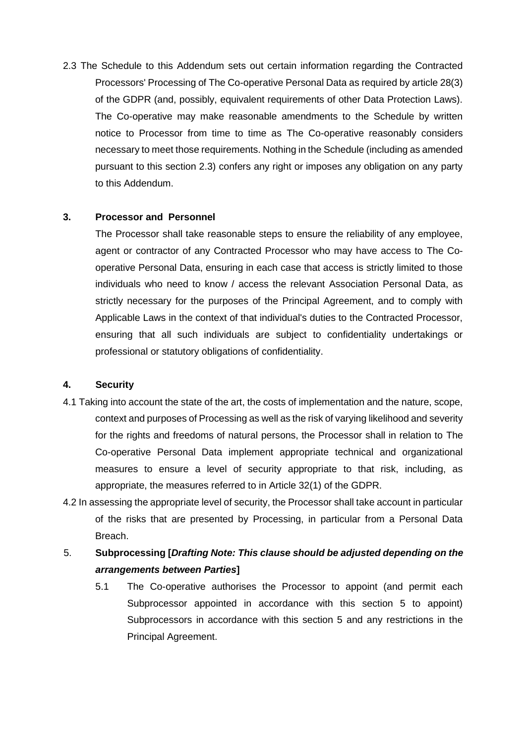2.3 The Schedule to this Addendum sets out certain information regarding the Contracted Processors' Processing of The Co-operative Personal Data as required by article 28(3) of the GDPR (and, possibly, equivalent requirements of other Data Protection Laws). The Co-operative may make reasonable amendments to the Schedule by written notice to Processor from time to time as The Co-operative reasonably considers necessary to meet those requirements. Nothing in the Schedule (including as amended pursuant to this section 2.3) confers any right or imposes any obligation on any party to this Addendum.

**3. Processor and Personnel**

The Processor shall take reasonable steps to ensure the reliability of any employee, agent or contractor of any Contracted Processor who may have access to The Co-operative Personal Data, ensuring in each case that access is strictly limited to those individuals who need to know / access the relevant Association Personal Data, as strictly necessary for the purposes of the Principal Agreement, and to comply with Applicable Laws in the context of that individual's duties to the Contracted Processor, ensuring that all such individuals are subject to confidentiality undertakings or professional or statutory obligations of confidentiality.

**4. Security**

4.1 Taking into account the state of the art, the costs of implementation and the nature, scope, context and purposes of Processing as well as the risk of varying likelihood and severity for the rights and freedoms of natural persons, the Processor shall in relation to The Co-operative Personal Data implement appropriate technical and organizational measures to ensure a level of security appropriate to that risk, including, as appropriate, the measures referred to in Article 32(1) of the GDPR.

4.2 In assessing the appropriate level of security, the Processor shall take account in particular of the risks that are presented by Processing, in particular from a Personal Data Breach.

5. **Subprocessing [*Drafting Note: This clause should be adjusted depending on the arrangements between Parties*]**

5.1 The Co-operative authorises the Processor to appoint (and permit each Subprocessor appointed in accordance with this section 5 to appoint) Subprocessors in accordance with this section 5 and any restrictions in the Principal Agreement.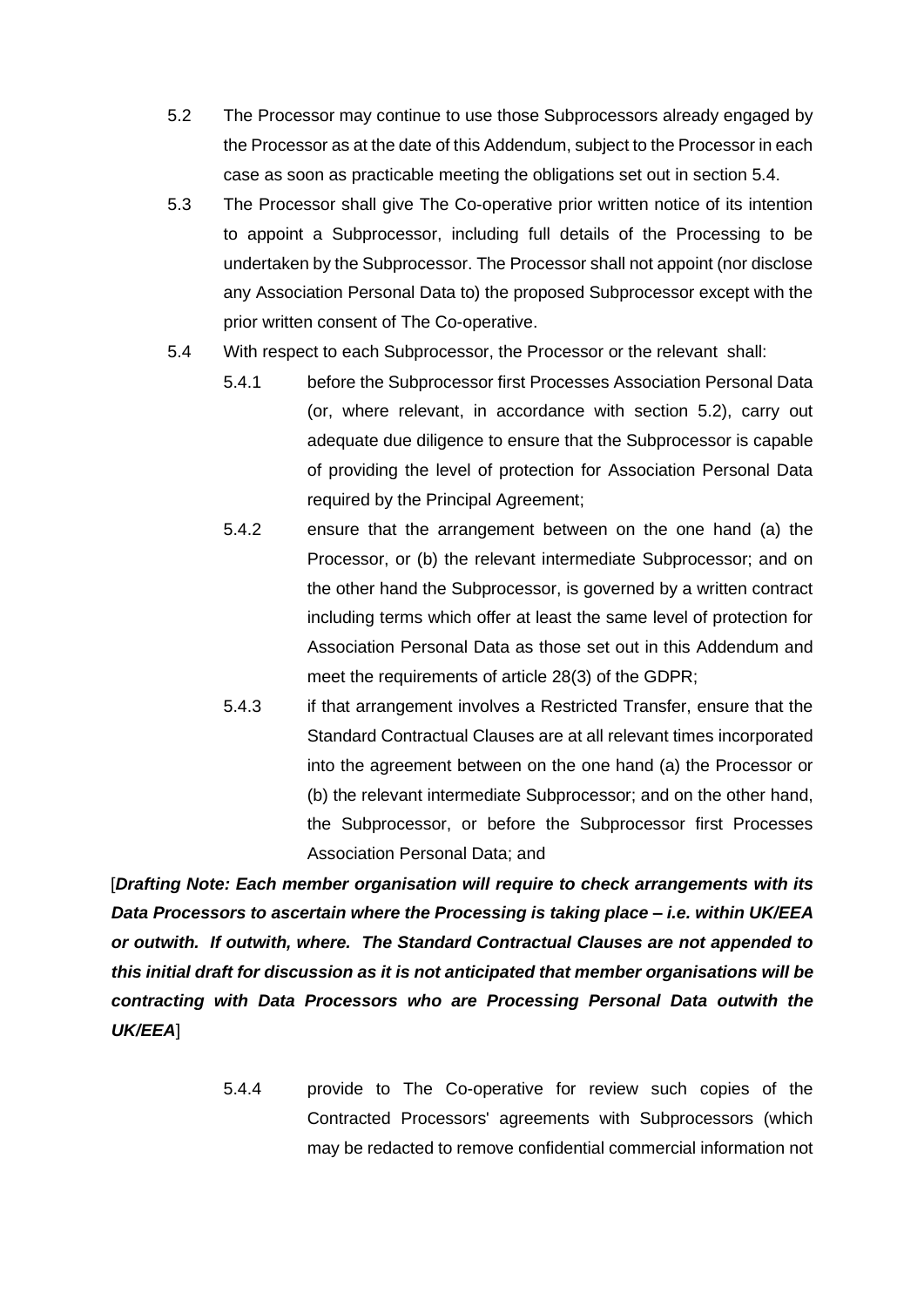5.2 The Processor may continue to use those Subprocessors already engaged by the Processor as at the date of this Addendum, subject to the Processor in each case as soon as practicable meeting the obligations set out in section 5.4.

5.3 The Processor shall give The Co-operative prior written notice of its intention to appoint a Subprocessor, including full details of the Processing to be undertaken by the Subprocessor. The Processor shall not appoint (nor disclose any Association Personal Data to) the proposed Subprocessor except with the prior written consent of The Co-operative.

5.4 With respect to each Subprocessor, the Processor or the relevant shall:

5.4.1 before the Subprocessor first Processes Association Personal Data (or, where relevant, in accordance with section 5.2), carry out adequate due diligence to ensure that the Subprocessor is capable of providing the level of protection for Association Personal Data required by the Principal Agreement;

5.4.2 ensure that the arrangement between on the one hand (a) the Processor, or (b) the relevant intermediate Subprocessor; and on the other hand the Subprocessor, is governed by a written contract including terms which offer at least the same level of protection for Association Personal Data as those set out in this Addendum and meet the requirements of article 28(3) of the GDPR;

5.4.3 if that arrangement involves a Restricted Transfer, ensure that the Standard Contractual Clauses are at all relevant times incorporated into the agreement between on the one hand (a) the Processor or (b) the relevant intermediate Subprocessor; and on the other hand, the Subprocessor, or before the Subprocessor first Processes Association Personal Data; and

[***Drafting Note: Each member organisation will require to check arrangements with its Data Processors to ascertain where the Processing is taking place – i.e. within UK/EEA or outwith. If outwith, where. The Standard Contractual Clauses are not appended to this initial draft for discussion as it is not anticipated that member organisations will be contracting with Data Processors who are Processing Personal Data outwith the UK/EEA***]

5.4.4 provide to The Co-operative for review such copies of the Contracted Processors' agreements with Subprocessors (which may be redacted to remove confidential commercial information not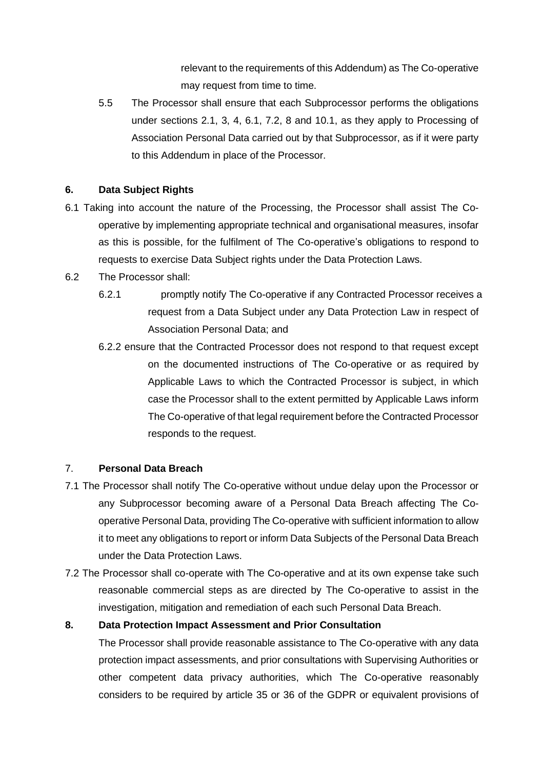relevant to the requirements of this Addendum) as The Co-operative may request from time to time.

5.5 The Processor shall ensure that each Subprocessor performs the obligations under sections 2.1, 3, 4, 6.1, 7.2, 8 and 10.1, as they apply to Processing of Association Personal Data carried out by that Subprocessor, as if it were party to this Addendum in place of the Processor.

**6. Data Subject Rights**

6.1 Taking into account the nature of the Processing, the Processor shall assist The Co-operative by implementing appropriate technical and organisational measures, insofar as this is possible, for the fulfilment of The Co-operative's obligations to respond to requests to exercise Data Subject rights under the Data Protection Laws.

6.2 The Processor shall:

6.2.1 promptly notify The Co-operative if any Contracted Processor receives a request from a Data Subject under any Data Protection Law in respect of Association Personal Data; and

6.2.2 ensure that the Contracted Processor does not respond to that request except on the documented instructions of The Co-operative or as required by Applicable Laws to which the Contracted Processor is subject, in which case the Processor shall to the extent permitted by Applicable Laws inform The Co-operative of that legal requirement before the Contracted Processor responds to the request.

7. **Personal Data Breach**

7.1 The Processor shall notify The Co-operative without undue delay upon the Processor or any Subprocessor becoming aware of a Personal Data Breach affecting The Co-operative Personal Data, providing The Co-operative with sufficient information to allow it to meet any obligations to report or inform Data Subjects of the Personal Data Breach under the Data Protection Laws.

7.2 The Processor shall co-operate with The Co-operative and at its own expense take such reasonable commercial steps as are directed by The Co-operative to assist in the investigation, mitigation and remediation of each such Personal Data Breach.

**8. Data Protection Impact Assessment and Prior Consultation**

The Processor shall provide reasonable assistance to The Co-operative with any data protection impact assessments, and prior consultations with Supervising Authorities or other competent data privacy authorities, which The Co-operative reasonably considers to be required by article 35 or 36 of the GDPR or equivalent provisions of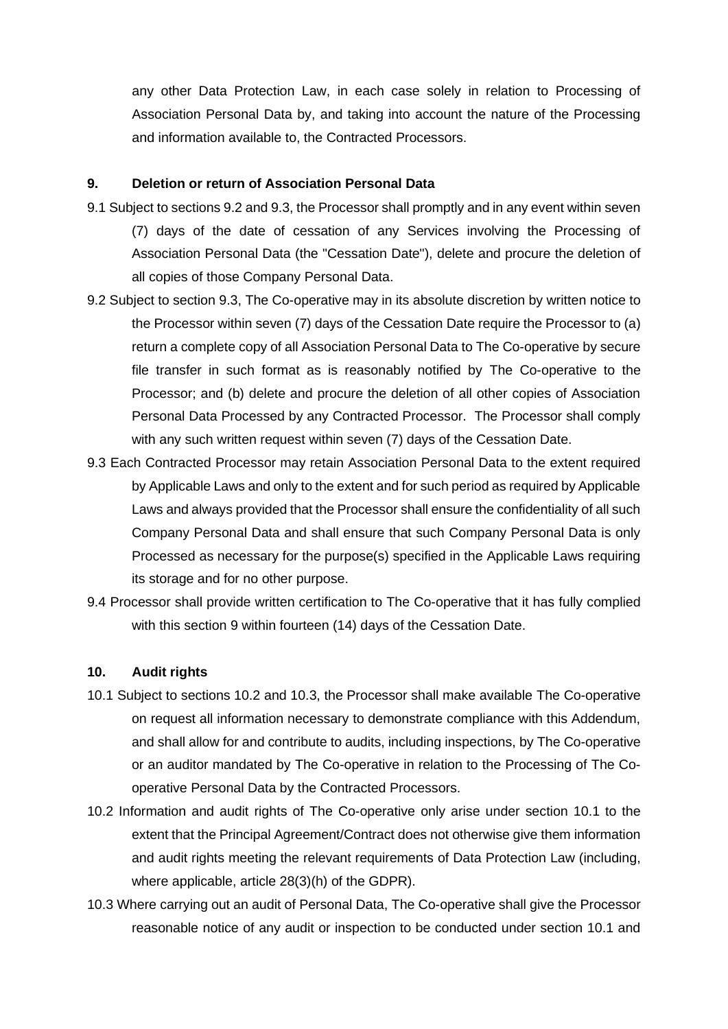any other Data Protection Law, in each case solely in relation to Processing of Association Personal Data by, and taking into account the nature of the Processing and information available to, the Contracted Processors.

## 9. Deletion or return of Association Personal Data

9.1 Subject to sections 9.2 and 9.3, the Processor shall promptly and in any event within seven (7) days of the date of cessation of any Services involving the Processing of Association Personal Data (the "Cessation Date"), delete and procure the deletion of all copies of those Company Personal Data.

9.2 Subject to section 9.3, The Co-operative may in its absolute discretion by written notice to the Processor within seven (7) days of the Cessation Date require the Processor to (a) return a complete copy of all Association Personal Data to The Co-operative by secure file transfer in such format as is reasonably notified by The Co-operative to the Processor; and (b) delete and procure the deletion of all other copies of Association Personal Data Processed by any Contracted Processor. The Processor shall comply with any such written request within seven (7) days of the Cessation Date.

9.3 Each Contracted Processor may retain Association Personal Data to the extent required by Applicable Laws and only to the extent and for such period as required by Applicable Laws and always provided that the Processor shall ensure the confidentiality of all such Company Personal Data and shall ensure that such Company Personal Data is only Processed as necessary for the purpose(s) specified in the Applicable Laws requiring its storage and for no other purpose.

9.4 Processor shall provide written certification to The Co-operative that it has fully complied with this section 9 within fourteen (14) days of the Cessation Date.

## 10. Audit rights

10.1 Subject to sections 10.2 and 10.3, the Processor shall make available The Co-operative on request all information necessary to demonstrate compliance with this Addendum, and shall allow for and contribute to audits, including inspections, by The Co-operative or an auditor mandated by The Co-operative in relation to the Processing of The Co-operative Personal Data by the Contracted Processors.

10.2 Information and audit rights of The Co-operative only arise under section 10.1 to the extent that the Principal Agreement/Contract does not otherwise give them information and audit rights meeting the relevant requirements of Data Protection Law (including, where applicable, article 28(3)(h) of the GDPR).

10.3 Where carrying out an audit of Personal Data, The Co-operative shall give the Processor reasonable notice of any audit or inspection to be conducted under section 10.1 and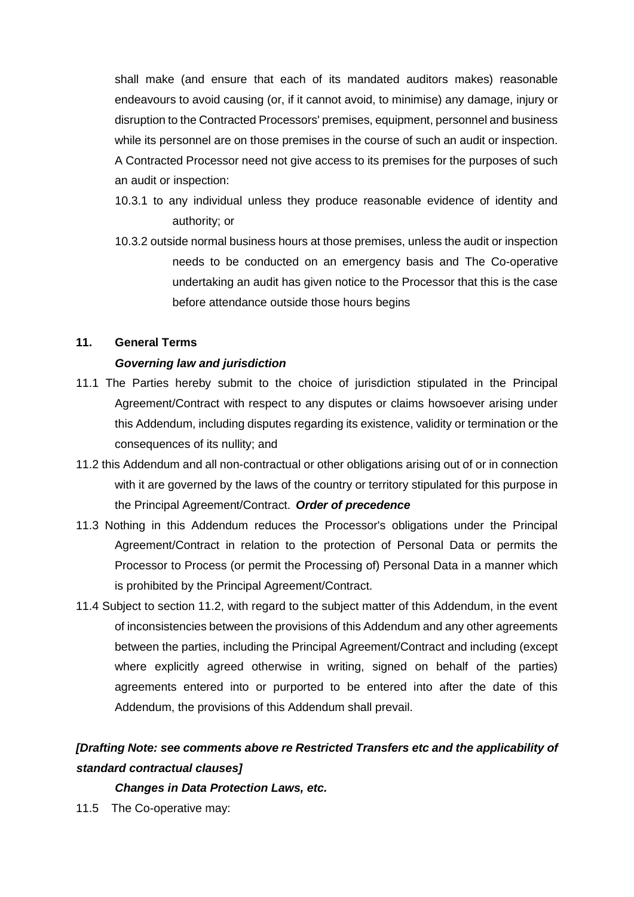shall make (and ensure that each of its mandated auditors makes) reasonable endeavours to avoid causing (or, if it cannot avoid, to minimise) any damage, injury or disruption to the Contracted Processors' premises, equipment, personnel and business while its personnel are on those premises in the course of such an audit or inspection. A Contracted Processor need not give access to its premises for the purposes of such an audit or inspection:

10.3.1 to any individual unless they produce reasonable evidence of identity and authority; or

10.3.2 outside normal business hours at those premises, unless the audit or inspection needs to be conducted on an emergency basis and The Co-operative undertaking an audit has given notice to the Processor that this is the case before attendance outside those hours begins

**11. General Terms**

***Governing law and jurisdiction***

11.1 The Parties hereby submit to the choice of jurisdiction stipulated in the Principal Agreement/Contract with respect to any disputes or claims howsoever arising under this Addendum, including disputes regarding its existence, validity or termination or the consequences of its nullity; and

11.2 this Addendum and all non-contractual or other obligations arising out of or in connection with it are governed by the laws of the country or territory stipulated for this purpose in the Principal Agreement/Contract. ***Order of precedence***

11.3 Nothing in this Addendum reduces the Processor's obligations under the Principal Agreement/Contract in relation to the protection of Personal Data or permits the Processor to Process (or permit the Processing of) Personal Data in a manner which is prohibited by the Principal Agreement/Contract.

11.4 Subject to section 11.2, with regard to the subject matter of this Addendum, in the event of inconsistencies between the provisions of this Addendum and any other agreements between the parties, including the Principal Agreement/Contract and including (except where explicitly agreed otherwise in writing, signed on behalf of the parties) agreements entered into or purported to be entered into after the date of this Addendum, the provisions of this Addendum shall prevail.

***[Drafting Note: see comments above re Restricted Transfers etc and the applicability of standard contractual clauses]***

***Changes in Data Protection Laws, etc.***

11.5 The Co-operative may: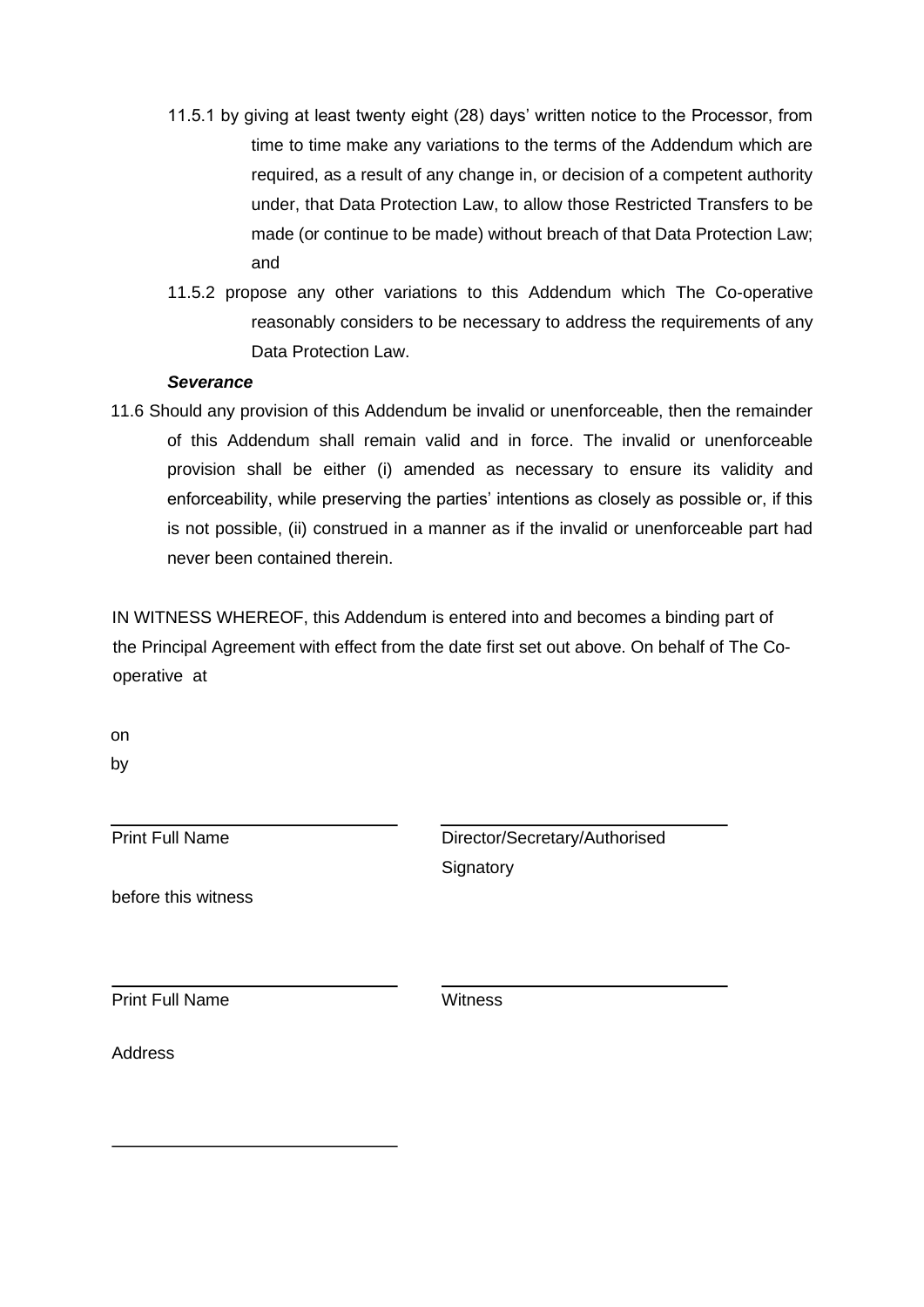11.5.1 by giving at least twenty eight (28) days' written notice to the Processor, from time to time make any variations to the terms of the Addendum which are required, as a result of any change in, or decision of a competent authority under, that Data Protection Law, to allow those Restricted Transfers to be made (or continue to be made) without breach of that Data Protection Law; and

11.5.2 propose any other variations to this Addendum which The Co-operative reasonably considers to be necessary to address the requirements of any Data Protection Law.

***Severance***

11.6 Should any provision of this Addendum be invalid or unenforceable, then the remainder of this Addendum shall remain valid and in force. The invalid or unenforceable provision shall be either (i) amended as necessary to ensure its validity and enforceability, while preserving the parties' intentions as closely as possible or, if this is not possible, (ii) construed in a manner as if the invalid or unenforceable part had never been contained therein.

IN WITNESS WHEREOF, this Addendum is entered into and becomes a binding part of the Principal Agreement with effect from the date first set out above. On behalf of The Co-operative at

on

by

| ______________________________ | ______________________________ |
|---|---|
| Print Full Name | Director/Secretary/Authorised Signatory |

before this witness

| ______________________________ | ______________________________ |
|---|---|
| Print Full Name | Witness |

Address

______________________________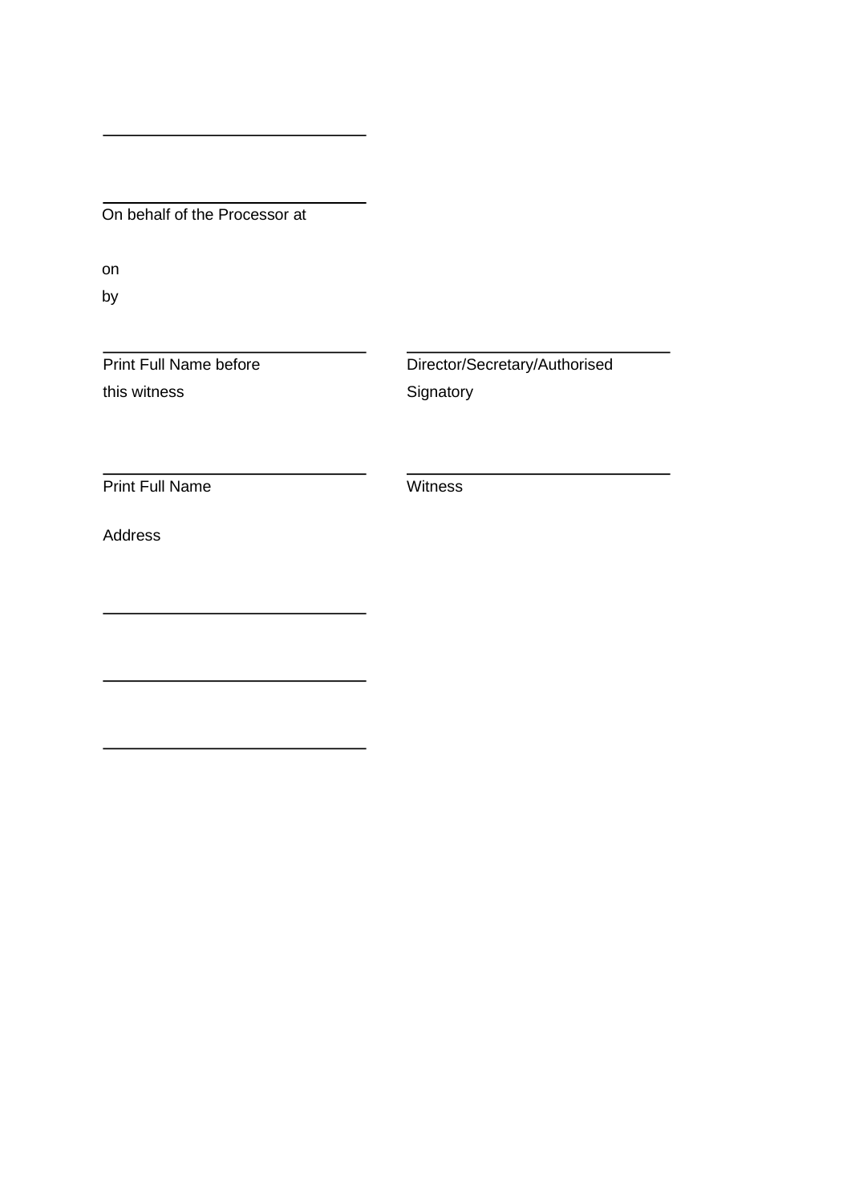On behalf of the Processor at

on

by

| | |
|---|---|
| Print Full Name before this witness | Director/Secretary/Authorised Signatory |
| Print Full Name | Witness |

Address